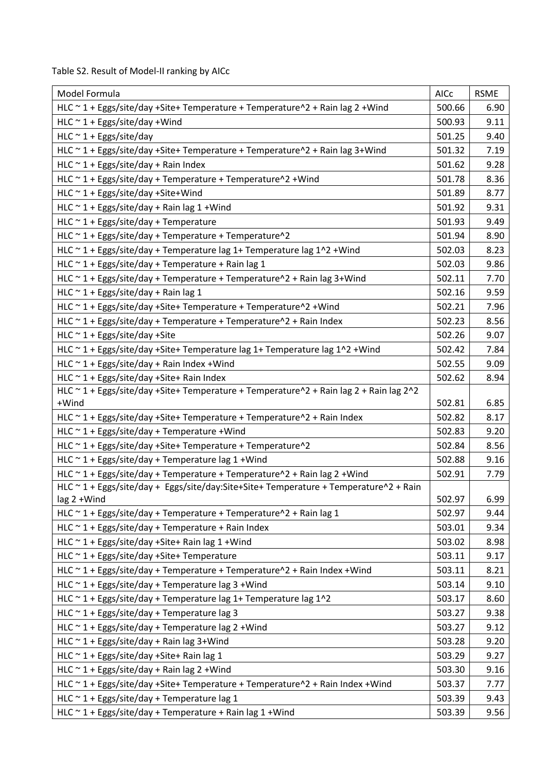Table S2. Result of Model-II ranking by AICc

| Model Formula | AICc | RSME |
|---|---|---|
| HLC ~ 1 + Eggs/site/day +Site+ Temperature + Temperature^2 + Rain lag 2 +Wind | 500.66 | 6.90 |
| HLC ~ 1 + Eggs/site/day +Wind | 500.93 | 9.11 |
| HLC ~ 1 + Eggs/site/day | 501.25 | 9.40 |
| HLC ~ 1 + Eggs/site/day +Site+ Temperature + Temperature^2 + Rain lag 3+Wind | 501.32 | 7.19 |
| HLC ~ 1 + Eggs/site/day + Rain Index | 501.62 | 9.28 |
| HLC ~ 1 + Eggs/site/day + Temperature + Temperature^2 +Wind | 501.78 | 8.36 |
| HLC ~ 1 + Eggs/site/day +Site+Wind | 501.89 | 8.77 |
| HLC ~ 1 + Eggs/site/day + Rain lag 1 +Wind | 501.92 | 9.31 |
| HLC ~ 1 + Eggs/site/day + Temperature | 501.93 | 9.49 |
| HLC ~ 1 + Eggs/site/day + Temperature + Temperature^2 | 501.94 | 8.90 |
| HLC ~ 1 + Eggs/site/day + Temperature lag 1+ Temperature lag 1^2 +Wind | 502.03 | 8.23 |
| HLC ~ 1 + Eggs/site/day + Temperature + Rain lag 1 | 502.03 | 9.86 |
| HLC ~ 1 + Eggs/site/day + Temperature + Temperature^2 + Rain lag 3+Wind | 502.11 | 7.70 |
| HLC ~ 1 + Eggs/site/day + Rain lag 1 | 502.16 | 9.59 |
| HLC ~ 1 + Eggs/site/day +Site+ Temperature + Temperature^2 +Wind | 502.21 | 7.96 |
| HLC ~ 1 + Eggs/site/day + Temperature + Temperature^2 + Rain Index | 502.23 | 8.56 |
| HLC ~ 1 + Eggs/site/day +Site | 502.26 | 9.07 |
| HLC ~ 1 + Eggs/site/day +Site+ Temperature lag 1+ Temperature lag 1^2 +Wind | 502.42 | 7.84 |
| HLC ~ 1 + Eggs/site/day + Rain Index +Wind | 502.55 | 9.09 |
| HLC ~ 1 + Eggs/site/day +Site+ Rain Index | 502.62 | 8.94 |
| HLC ~ 1 + Eggs/site/day +Site+ Temperature + Temperature^2 + Rain lag 2 + Rain lag 2^2 +Wind | 502.81 | 6.85 |
| HLC ~ 1 + Eggs/site/day +Site+ Temperature + Temperature^2 + Rain Index | 502.82 | 8.17 |
| HLC ~ 1 + Eggs/site/day + Temperature +Wind | 502.83 | 9.20 |
| HLC ~ 1 + Eggs/site/day +Site+ Temperature + Temperature^2 | 502.84 | 8.56 |
| HLC ~ 1 + Eggs/site/day + Temperature lag 1 +Wind | 502.88 | 9.16 |
| HLC ~ 1 + Eggs/site/day + Temperature + Temperature^2 + Rain lag 2 +Wind | 502.91 | 7.79 |
| HLC ~ 1 + Eggs/site/day + Eggs/site/day:Site+Site+ Temperature + Temperature^2 + Rain lag 2 +Wind | 502.97 | 6.99 |
| HLC ~ 1 + Eggs/site/day + Temperature + Temperature^2 + Rain lag 1 | 502.97 | 9.44 |
| HLC ~ 1 + Eggs/site/day + Temperature + Rain Index | 503.01 | 9.34 |
| HLC ~ 1 + Eggs/site/day +Site+ Rain lag 1 +Wind | 503.02 | 8.98 |
| HLC ~ 1 + Eggs/site/day +Site+ Temperature | 503.11 | 9.17 |
| HLC ~ 1 + Eggs/site/day + Temperature + Temperature^2 + Rain Index +Wind | 503.11 | 8.21 |
| HLC ~ 1 + Eggs/site/day + Temperature lag 3 +Wind | 503.14 | 9.10 |
| HLC ~ 1 + Eggs/site/day + Temperature lag 1+ Temperature lag 1^2 | 503.17 | 8.60 |
| HLC ~ 1 + Eggs/site/day + Temperature lag 3 | 503.27 | 9.38 |
| HLC ~ 1 + Eggs/site/day + Temperature lag 2 +Wind | 503.27 | 9.12 |
| HLC ~ 1 + Eggs/site/day + Rain lag 3+Wind | 503.28 | 9.20 |
| HLC ~ 1 + Eggs/site/day +Site+ Rain lag 1 | 503.29 | 9.27 |
| HLC ~ 1 + Eggs/site/day + Rain lag 2 +Wind | 503.30 | 9.16 |
| HLC ~ 1 + Eggs/site/day +Site+ Temperature + Temperature^2 + Rain Index +Wind | 503.37 | 7.77 |
| HLC ~ 1 + Eggs/site/day + Temperature lag 1 | 503.39 | 9.43 |
| HLC ~ 1 + Eggs/site/day + Temperature + Rain lag 1 +Wind | 503.39 | 9.56 |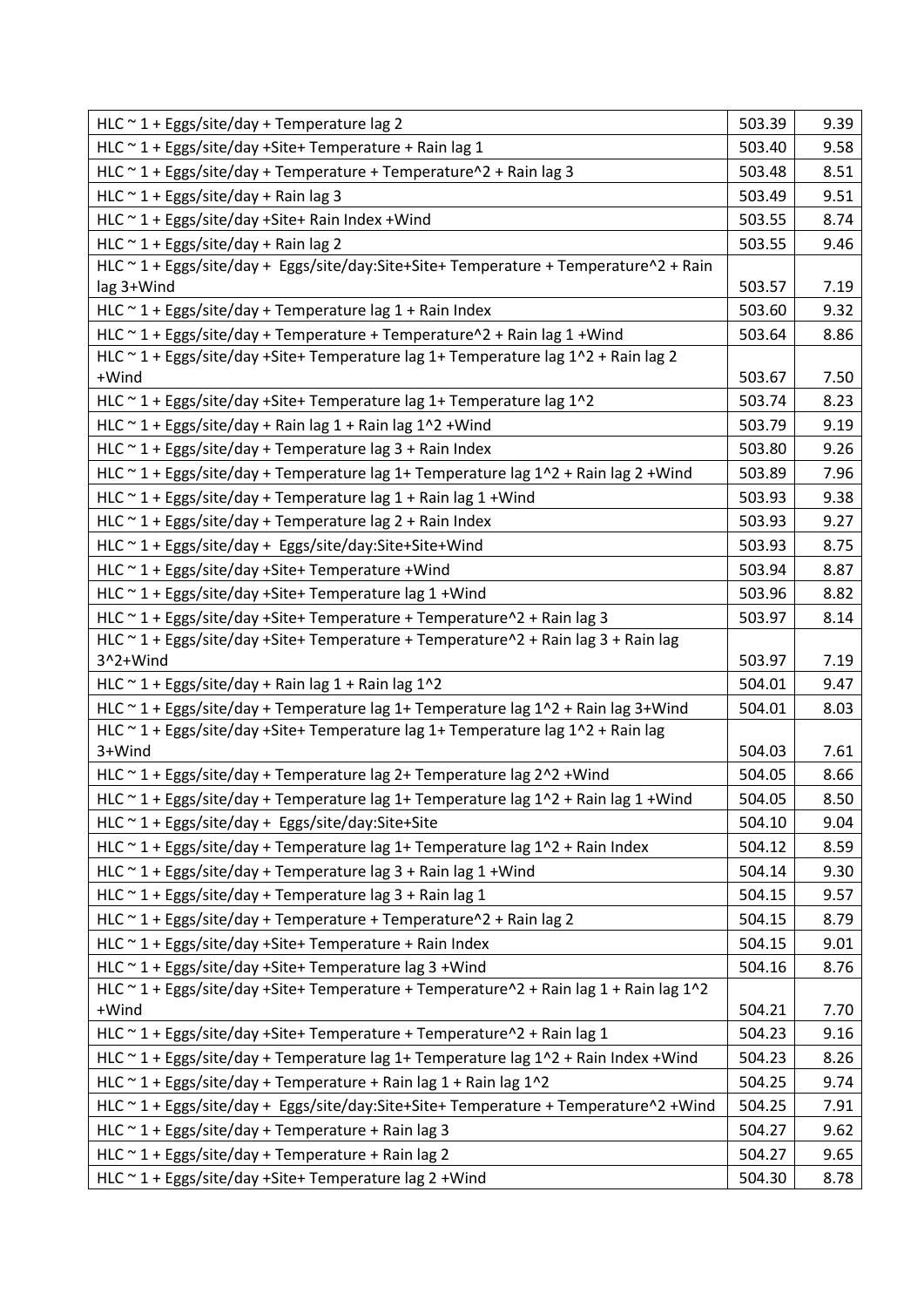| | | |
|---|---|---|
| HLC ~ 1 + Eggs/site/day + Temperature lag 2 | 503.39 | 9.39 |
| HLC ~ 1 + Eggs/site/day +Site+ Temperature + Rain lag 1 | 503.40 | 9.58 |
| HLC ~ 1 + Eggs/site/day + Temperature + Temperature^2 + Rain lag 3 | 503.48 | 8.51 |
| HLC ~ 1 + Eggs/site/day + Rain lag 3 | 503.49 | 9.51 |
| HLC ~ 1 + Eggs/site/day +Site+ Rain Index +Wind | 503.55 | 8.74 |
| HLC ~ 1 + Eggs/site/day + Rain lag 2 | 503.55 | 9.46 |
| HLC ~ 1 + Eggs/site/day + Eggs/site/day:Site+Site+ Temperature + Temperature^2 + Rain lag 3+Wind | 503.57 | 7.19 |
| HLC ~ 1 + Eggs/site/day + Temperature lag 1 + Rain Index | 503.60 | 9.32 |
| HLC ~ 1 + Eggs/site/day + Temperature + Temperature^2 + Rain lag 1 +Wind | 503.64 | 8.86 |
| HLC ~ 1 + Eggs/site/day +Site+ Temperature lag 1+ Temperature lag 1^2 + Rain lag 2 +Wind | 503.67 | 7.50 |
| HLC ~ 1 + Eggs/site/day +Site+ Temperature lag 1+ Temperature lag 1^2 | 503.74 | 8.23 |
| HLC ~ 1 + Eggs/site/day + Rain lag 1 + Rain lag 1^2 +Wind | 503.79 | 9.19 |
| HLC ~ 1 + Eggs/site/day + Temperature lag 3 + Rain Index | 503.80 | 9.26 |
| HLC ~ 1 + Eggs/site/day + Temperature lag 1+ Temperature lag 1^2 + Rain lag 2 +Wind | 503.89 | 7.96 |
| HLC ~ 1 + Eggs/site/day + Temperature lag 1 + Rain lag 1 +Wind | 503.93 | 9.38 |
| HLC ~ 1 + Eggs/site/day + Temperature lag 2 + Rain Index | 503.93 | 9.27 |
| HLC ~ 1 + Eggs/site/day + Eggs/site/day:Site+Site+Wind | 503.93 | 8.75 |
| HLC ~ 1 + Eggs/site/day +Site+ Temperature +Wind | 503.94 | 8.87 |
| HLC ~ 1 + Eggs/site/day +Site+ Temperature lag 1 +Wind | 503.96 | 8.82 |
| HLC ~ 1 + Eggs/site/day +Site+ Temperature + Temperature^2 + Rain lag 3 | 503.97 | 8.14 |
| HLC ~ 1 + Eggs/site/day +Site+ Temperature + Temperature^2 + Rain lag 3 + Rain lag 3^2+Wind | 503.97 | 7.19 |
| HLC ~ 1 + Eggs/site/day + Rain lag 1 + Rain lag 1^2 | 504.01 | 9.47 |
| HLC ~ 1 + Eggs/site/day + Temperature lag 1+ Temperature lag 1^2 + Rain lag 3+Wind | 504.01 | 8.03 |
| HLC ~ 1 + Eggs/site/day +Site+ Temperature lag 1+ Temperature lag 1^2 + Rain lag 3+Wind | 504.03 | 7.61 |
| HLC ~ 1 + Eggs/site/day + Temperature lag 2+ Temperature lag 2^2 +Wind | 504.05 | 8.66 |
| HLC ~ 1 + Eggs/site/day + Temperature lag 1+ Temperature lag 1^2 + Rain lag 1 +Wind | 504.05 | 8.50 |
| HLC ~ 1 + Eggs/site/day + Eggs/site/day:Site+Site | 504.10 | 9.04 |
| HLC ~ 1 + Eggs/site/day + Temperature lag 1+ Temperature lag 1^2 + Rain Index | 504.12 | 8.59 |
| HLC ~ 1 + Eggs/site/day + Temperature lag 3 + Rain lag 1 +Wind | 504.14 | 9.30 |
| HLC ~ 1 + Eggs/site/day + Temperature lag 3 + Rain lag 1 | 504.15 | 9.57 |
| HLC ~ 1 + Eggs/site/day + Temperature + Temperature^2 + Rain lag 2 | 504.15 | 8.79 |
| HLC ~ 1 + Eggs/site/day +Site+ Temperature + Rain Index | 504.15 | 9.01 |
| HLC ~ 1 + Eggs/site/day +Site+ Temperature lag 3 +Wind | 504.16 | 8.76 |
| HLC ~ 1 + Eggs/site/day +Site+ Temperature + Temperature^2 + Rain lag 1 + Rain lag 1^2 +Wind | 504.21 | 7.70 |
| HLC ~ 1 + Eggs/site/day +Site+ Temperature + Temperature^2 + Rain lag 1 | 504.23 | 9.16 |
| HLC ~ 1 + Eggs/site/day + Temperature lag 1+ Temperature lag 1^2 + Rain Index +Wind | 504.23 | 8.26 |
| HLC ~ 1 + Eggs/site/day + Temperature + Rain lag 1 + Rain lag 1^2 | 504.25 | 9.74 |
| HLC ~ 1 + Eggs/site/day + Eggs/site/day:Site+Site+ Temperature + Temperature^2 +Wind | 504.25 | 7.91 |
| HLC ~ 1 + Eggs/site/day + Temperature + Rain lag 3 | 504.27 | 9.62 |
| HLC ~ 1 + Eggs/site/day + Temperature + Rain lag 2 | 504.27 | 9.65 |
| HLC ~ 1 + Eggs/site/day +Site+ Temperature lag 2 +Wind | 504.30 | 8.78 |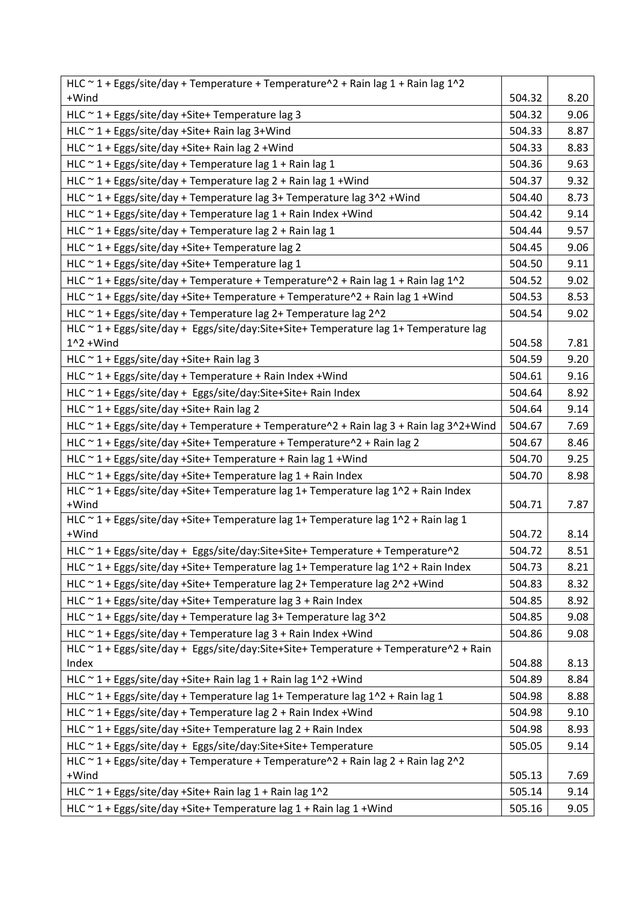| | | |
|---|---|---|
| HLC ~ 1 + Eggs/site/day + Temperature + Temperature^2 + Rain lag 1 + Rain lag 1^2 +Wind | 504.32 | 8.20 |
| HLC ~ 1 + Eggs/site/day +Site+ Temperature lag 3 | 504.32 | 9.06 |
| HLC ~ 1 + Eggs/site/day +Site+ Rain lag 3+Wind | 504.33 | 8.87 |
| HLC ~ 1 + Eggs/site/day +Site+ Rain lag 2 +Wind | 504.33 | 8.83 |
| HLC ~ 1 + Eggs/site/day + Temperature lag 1 + Rain lag 1 | 504.36 | 9.63 |
| HLC ~ 1 + Eggs/site/day + Temperature lag 2 + Rain lag 1 +Wind | 504.37 | 9.32 |
| HLC ~ 1 + Eggs/site/day + Temperature lag 3+ Temperature lag 3^2 +Wind | 504.40 | 8.73 |
| HLC ~ 1 + Eggs/site/day + Temperature lag 1 + Rain Index +Wind | 504.42 | 9.14 |
| HLC ~ 1 + Eggs/site/day + Temperature lag 2 + Rain lag 1 | 504.44 | 9.57 |
| HLC ~ 1 + Eggs/site/day +Site+ Temperature lag 2 | 504.45 | 9.06 |
| HLC ~ 1 + Eggs/site/day +Site+ Temperature lag 1 | 504.50 | 9.11 |
| HLC ~ 1 + Eggs/site/day + Temperature + Temperature^2 + Rain lag 1 + Rain lag 1^2 | 504.52 | 9.02 |
| HLC ~ 1 + Eggs/site/day +Site+ Temperature + Temperature^2 + Rain lag 1 +Wind | 504.53 | 8.53 |
| HLC ~ 1 + Eggs/site/day + Temperature lag 2+ Temperature lag 2^2 | 504.54 | 9.02 |
| HLC ~ 1 + Eggs/site/day + Eggs/site/day:Site+Site+ Temperature lag 1+ Temperature lag 1^2 +Wind | 504.58 | 7.81 |
| HLC ~ 1 + Eggs/site/day +Site+ Rain lag 3 | 504.59 | 9.20 |
| HLC ~ 1 + Eggs/site/day + Temperature + Rain Index +Wind | 504.61 | 9.16 |
| HLC ~ 1 + Eggs/site/day + Eggs/site/day:Site+Site+ Rain Index | 504.64 | 8.92 |
| HLC ~ 1 + Eggs/site/day +Site+ Rain lag 2 | 504.64 | 9.14 |
| HLC ~ 1 + Eggs/site/day + Temperature + Temperature^2 + Rain lag 3 + Rain lag 3^2+Wind | 504.67 | 7.69 |
| HLC ~ 1 + Eggs/site/day +Site+ Temperature + Temperature^2 + Rain lag 2 | 504.67 | 8.46 |
| HLC ~ 1 + Eggs/site/day +Site+ Temperature + Rain lag 1 +Wind | 504.70 | 9.25 |
| HLC ~ 1 + Eggs/site/day +Site+ Temperature lag 1 + Rain Index | 504.70 | 8.98 |
| HLC ~ 1 + Eggs/site/day +Site+ Temperature lag 1+ Temperature lag 1^2 + Rain Index +Wind | 504.71 | 7.87 |
| HLC ~ 1 + Eggs/site/day +Site+ Temperature lag 1+ Temperature lag 1^2 + Rain lag 1 +Wind | 504.72 | 8.14 |
| HLC ~ 1 + Eggs/site/day + Eggs/site/day:Site+Site+ Temperature + Temperature^2 | 504.72 | 8.51 |
| HLC ~ 1 + Eggs/site/day +Site+ Temperature lag 1+ Temperature lag 1^2 + Rain Index | 504.73 | 8.21 |
| HLC ~ 1 + Eggs/site/day +Site+ Temperature lag 2+ Temperature lag 2^2 +Wind | 504.83 | 8.32 |
| HLC ~ 1 + Eggs/site/day +Site+ Temperature lag 3 + Rain Index | 504.85 | 8.92 |
| HLC ~ 1 + Eggs/site/day + Temperature lag 3+ Temperature lag 3^2 | 504.85 | 9.08 |
| HLC ~ 1 + Eggs/site/day + Temperature lag 3 + Rain Index +Wind | 504.86 | 9.08 |
| HLC ~ 1 + Eggs/site/day + Eggs/site/day:Site+Site+ Temperature + Temperature^2 + Rain Index | 504.88 | 8.13 |
| HLC ~ 1 + Eggs/site/day +Site+ Rain lag 1 + Rain lag 1^2 +Wind | 504.89 | 8.84 |
| HLC ~ 1 + Eggs/site/day + Temperature lag 1+ Temperature lag 1^2 + Rain lag 1 | 504.98 | 8.88 |
| HLC ~ 1 + Eggs/site/day + Temperature lag 2 + Rain Index +Wind | 504.98 | 9.10 |
| HLC ~ 1 + Eggs/site/day +Site+ Temperature lag 2 + Rain Index | 504.98 | 8.93 |
| HLC ~ 1 + Eggs/site/day + Eggs/site/day:Site+Site+ Temperature | 505.05 | 9.14 |
| HLC ~ 1 + Eggs/site/day + Temperature + Temperature^2 + Rain lag 2 + Rain lag 2^2 +Wind | 505.13 | 7.69 |
| HLC ~ 1 + Eggs/site/day +Site+ Rain lag 1 + Rain lag 1^2 | 505.14 | 9.14 |
| HLC ~ 1 + Eggs/site/day +Site+ Temperature lag 1 + Rain lag 1 +Wind | 505.16 | 9.05 |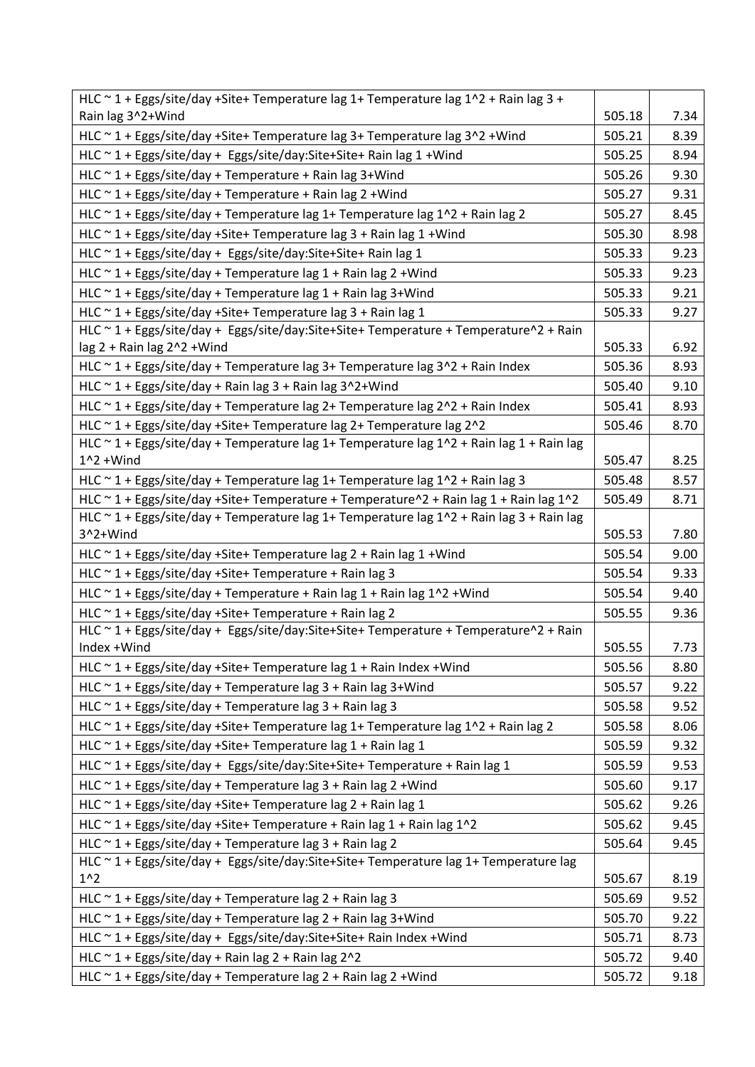| | | |
|---|---|---|
| HLC ~ 1 + Eggs/site/day +Site+ Temperature lag 1+ Temperature lag 1^2 + Rain lag 3 + Rain lag 3^2+Wind | 505.18 | 7.34 |
| HLC ~ 1 + Eggs/site/day +Site+ Temperature lag 3+ Temperature lag 3^2 +Wind | 505.21 | 8.39 |
| HLC ~ 1 + Eggs/site/day + Eggs/site/day:Site+Site+ Rain lag 1 +Wind | 505.25 | 8.94 |
| HLC ~ 1 + Eggs/site/day + Temperature + Rain lag 3+Wind | 505.26 | 9.30 |
| HLC ~ 1 + Eggs/site/day + Temperature + Rain lag 2 +Wind | 505.27 | 9.31 |
| HLC ~ 1 + Eggs/site/day + Temperature lag 1+ Temperature lag 1^2 + Rain lag 2 | 505.27 | 8.45 |
| HLC ~ 1 + Eggs/site/day +Site+ Temperature lag 3 + Rain lag 1 +Wind | 505.30 | 8.98 |
| HLC ~ 1 + Eggs/site/day + Eggs/site/day:Site+Site+ Rain lag 1 | 505.33 | 9.23 |
| HLC ~ 1 + Eggs/site/day + Temperature lag 1 + Rain lag 2 +Wind | 505.33 | 9.23 |
| HLC ~ 1 + Eggs/site/day + Temperature lag 1 + Rain lag 3+Wind | 505.33 | 9.21 |
| HLC ~ 1 + Eggs/site/day +Site+ Temperature lag 3 + Rain lag 1 | 505.33 | 9.27 |
| HLC ~ 1 + Eggs/site/day + Eggs/site/day:Site+Site+ Temperature + Temperature^2 + Rain lag 2 + Rain lag 2^2 +Wind | 505.33 | 6.92 |
| HLC ~ 1 + Eggs/site/day + Temperature lag 3+ Temperature lag 3^2 + Rain Index | 505.36 | 8.93 |
| HLC ~ 1 + Eggs/site/day + Rain lag 3 + Rain lag 3^2+Wind | 505.40 | 9.10 |
| HLC ~ 1 + Eggs/site/day + Temperature lag 2+ Temperature lag 2^2 + Rain Index | 505.41 | 8.93 |
| HLC ~ 1 + Eggs/site/day +Site+ Temperature lag 2+ Temperature lag 2^2 | 505.46 | 8.70 |
| HLC ~ 1 + Eggs/site/day + Temperature lag 1+ Temperature lag 1^2 + Rain lag 1 + Rain lag 1^2 +Wind | 505.47 | 8.25 |
| HLC ~ 1 + Eggs/site/day + Temperature lag 1+ Temperature lag 1^2 + Rain lag 3 | 505.48 | 8.57 |
| HLC ~ 1 + Eggs/site/day +Site+ Temperature + Temperature^2 + Rain lag 1 + Rain lag 1^2 | 505.49 | 8.71 |
| HLC ~ 1 + Eggs/site/day + Temperature lag 1+ Temperature lag 1^2 + Rain lag 3 + Rain lag 3^2+Wind | 505.53 | 7.80 |
| HLC ~ 1 + Eggs/site/day +Site+ Temperature lag 2 + Rain lag 1 +Wind | 505.54 | 9.00 |
| HLC ~ 1 + Eggs/site/day +Site+ Temperature + Rain lag 3 | 505.54 | 9.33 |
| HLC ~ 1 + Eggs/site/day + Temperature + Rain lag 1 + Rain lag 1^2 +Wind | 505.54 | 9.40 |
| HLC ~ 1 + Eggs/site/day +Site+ Temperature + Rain lag 2 | 505.55 | 9.36 |
| HLC ~ 1 + Eggs/site/day + Eggs/site/day:Site+Site+ Temperature + Temperature^2 + Rain Index +Wind | 505.55 | 7.73 |
| HLC ~ 1 + Eggs/site/day +Site+ Temperature lag 1 + Rain Index +Wind | 505.56 | 8.80 |
| HLC ~ 1 + Eggs/site/day + Temperature lag 3 + Rain lag 3+Wind | 505.57 | 9.22 |
| HLC ~ 1 + Eggs/site/day + Temperature lag 3 + Rain lag 3 | 505.58 | 9.52 |
| HLC ~ 1 + Eggs/site/day +Site+ Temperature lag 1+ Temperature lag 1^2 + Rain lag 2 | 505.58 | 8.06 |
| HLC ~ 1 + Eggs/site/day +Site+ Temperature lag 1 + Rain lag 1 | 505.59 | 9.32 |
| HLC ~ 1 + Eggs/site/day + Eggs/site/day:Site+Site+ Temperature + Rain lag 1 | 505.59 | 9.53 |
| HLC ~ 1 + Eggs/site/day + Temperature lag 3 + Rain lag 2 +Wind | 505.60 | 9.17 |
| HLC ~ 1 + Eggs/site/day +Site+ Temperature lag 2 + Rain lag 1 | 505.62 | 9.26 |
| HLC ~ 1 + Eggs/site/day +Site+ Temperature + Rain lag 1 + Rain lag 1^2 | 505.62 | 9.45 |
| HLC ~ 1 + Eggs/site/day + Temperature lag 3 + Rain lag 2 | 505.64 | 9.45 |
| HLC ~ 1 + Eggs/site/day + Eggs/site/day:Site+Site+ Temperature lag 1+ Temperature lag 1^2 | 505.67 | 8.19 |
| HLC ~ 1 + Eggs/site/day + Temperature lag 2 + Rain lag 3 | 505.69 | 9.52 |
| HLC ~ 1 + Eggs/site/day + Temperature lag 2 + Rain lag 3+Wind | 505.70 | 9.22 |
| HLC ~ 1 + Eggs/site/day + Eggs/site/day:Site+Site+ Rain Index +Wind | 505.71 | 8.73 |
| HLC ~ 1 + Eggs/site/day + Rain lag 2 + Rain lag 2^2 | 505.72 | 9.40 |
| HLC ~ 1 + Eggs/site/day + Temperature lag 2 + Rain lag 2 +Wind | 505.72 | 9.18 |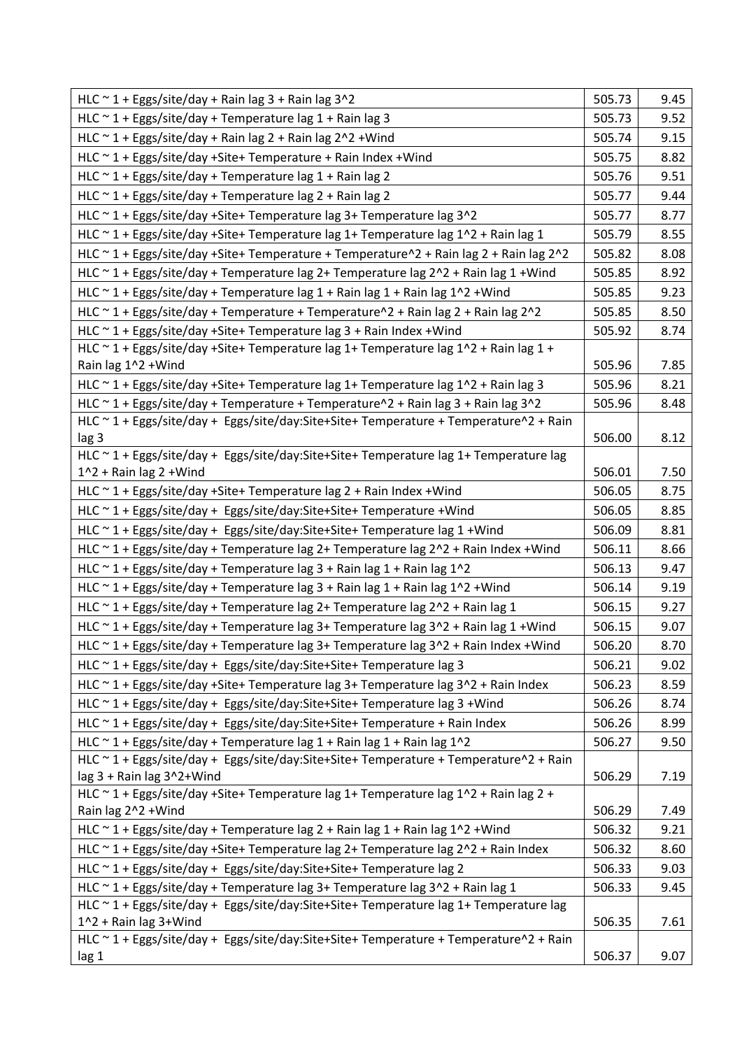| | | |
|---|---|---|
| HLC ~ 1 + Eggs/site/day + Rain lag 3 + Rain lag 3^2 | 505.73 | 9.45 |
| HLC ~ 1 + Eggs/site/day + Temperature lag 1 + Rain lag 3 | 505.73 | 9.52 |
| HLC ~ 1 + Eggs/site/day + Rain lag 2 + Rain lag 2^2 +Wind | 505.74 | 9.15 |
| HLC ~ 1 + Eggs/site/day +Site+ Temperature + Rain Index +Wind | 505.75 | 8.82 |
| HLC ~ 1 + Eggs/site/day + Temperature lag 1 + Rain lag 2 | 505.76 | 9.51 |
| HLC ~ 1 + Eggs/site/day + Temperature lag 2 + Rain lag 2 | 505.77 | 9.44 |
| HLC ~ 1 + Eggs/site/day +Site+ Temperature lag 3+ Temperature lag 3^2 | 505.77 | 8.77 |
| HLC ~ 1 + Eggs/site/day +Site+ Temperature lag 1+ Temperature lag 1^2 + Rain lag 1 | 505.79 | 8.55 |
| HLC ~ 1 + Eggs/site/day +Site+ Temperature + Temperature^2 + Rain lag 2 + Rain lag 2^2 | 505.82 | 8.08 |
| HLC ~ 1 + Eggs/site/day + Temperature lag 2+ Temperature lag 2^2 + Rain lag 1 +Wind | 505.85 | 8.92 |
| HLC ~ 1 + Eggs/site/day + Temperature lag 1 + Rain lag 1 + Rain lag 1^2 +Wind | 505.85 | 9.23 |
| HLC ~ 1 + Eggs/site/day + Temperature + Temperature^2 + Rain lag 2 + Rain lag 2^2 | 505.85 | 8.50 |
| HLC ~ 1 + Eggs/site/day +Site+ Temperature lag 3 + Rain Index +Wind | 505.92 | 8.74 |
| HLC ~ 1 + Eggs/site/day +Site+ Temperature lag 1+ Temperature lag 1^2 + Rain lag 1 + Rain lag 1^2 +Wind | 505.96 | 7.85 |
| HLC ~ 1 + Eggs/site/day +Site+ Temperature lag 1+ Temperature lag 1^2 + Rain lag 3 | 505.96 | 8.21 |
| HLC ~ 1 + Eggs/site/day + Temperature + Temperature^2 + Rain lag 3 + Rain lag 3^2 | 505.96 | 8.48 |
| HLC ~ 1 + Eggs/site/day + Eggs/site/day:Site+Site+ Temperature + Temperature^2 + Rain lag 3 | 506.00 | 8.12 |
| HLC ~ 1 + Eggs/site/day + Eggs/site/day:Site+Site+ Temperature lag 1+ Temperature lag 1^2 + Rain lag 2 +Wind | 506.01 | 7.50 |
| HLC ~ 1 + Eggs/site/day +Site+ Temperature lag 2 + Rain Index +Wind | 506.05 | 8.75 |
| HLC ~ 1 + Eggs/site/day + Eggs/site/day:Site+Site+ Temperature +Wind | 506.05 | 8.85 |
| HLC ~ 1 + Eggs/site/day + Eggs/site/day:Site+Site+ Temperature lag 1 +Wind | 506.09 | 8.81 |
| HLC ~ 1 + Eggs/site/day + Temperature lag 2+ Temperature lag 2^2 + Rain Index +Wind | 506.11 | 8.66 |
| HLC ~ 1 + Eggs/site/day + Temperature lag 3 + Rain lag 1 + Rain lag 1^2 | 506.13 | 9.47 |
| HLC ~ 1 + Eggs/site/day + Temperature lag 3 + Rain lag 1 + Rain lag 1^2 +Wind | 506.14 | 9.19 |
| HLC ~ 1 + Eggs/site/day + Temperature lag 2+ Temperature lag 2^2 + Rain lag 1 | 506.15 | 9.27 |
| HLC ~ 1 + Eggs/site/day + Temperature lag 3+ Temperature lag 3^2 + Rain lag 1 +Wind | 506.15 | 9.07 |
| HLC ~ 1 + Eggs/site/day + Temperature lag 3+ Temperature lag 3^2 + Rain Index +Wind | 506.20 | 8.70 |
| HLC ~ 1 + Eggs/site/day + Eggs/site/day:Site+Site+ Temperature lag 3 | 506.21 | 9.02 |
| HLC ~ 1 + Eggs/site/day +Site+ Temperature lag 3+ Temperature lag 3^2 + Rain Index | 506.23 | 8.59 |
| HLC ~ 1 + Eggs/site/day + Eggs/site/day:Site+Site+ Temperature lag 3 +Wind | 506.26 | 8.74 |
| HLC ~ 1 + Eggs/site/day + Eggs/site/day:Site+Site+ Temperature + Rain Index | 506.26 | 8.99 |
| HLC ~ 1 + Eggs/site/day + Temperature lag 1 + Rain lag 1 + Rain lag 1^2 | 506.27 | 9.50 |
| HLC ~ 1 + Eggs/site/day + Eggs/site/day:Site+Site+ Temperature + Temperature^2 + Rain lag 3 + Rain lag 3^2+Wind | 506.29 | 7.19 |
| HLC ~ 1 + Eggs/site/day +Site+ Temperature lag 1+ Temperature lag 1^2 + Rain lag 2 + Rain lag 2^2 +Wind | 506.29 | 7.49 |
| HLC ~ 1 + Eggs/site/day + Temperature lag 2 + Rain lag 1 + Rain lag 1^2 +Wind | 506.32 | 9.21 |
| HLC ~ 1 + Eggs/site/day +Site+ Temperature lag 2+ Temperature lag 2^2 + Rain Index | 506.32 | 8.60 |
| HLC ~ 1 + Eggs/site/day + Eggs/site/day:Site+Site+ Temperature lag 2 | 506.33 | 9.03 |
| HLC ~ 1 + Eggs/site/day + Temperature lag 3+ Temperature lag 3^2 + Rain lag 1 | 506.33 | 9.45 |
| HLC ~ 1 + Eggs/site/day + Eggs/site/day:Site+Site+ Temperature lag 1+ Temperature lag 1^2 + Rain lag 3+Wind | 506.35 | 7.61 |
| HLC ~ 1 + Eggs/site/day + Eggs/site/day:Site+Site+ Temperature + Temperature^2 + Rain lag 1 | 506.37 | 9.07 |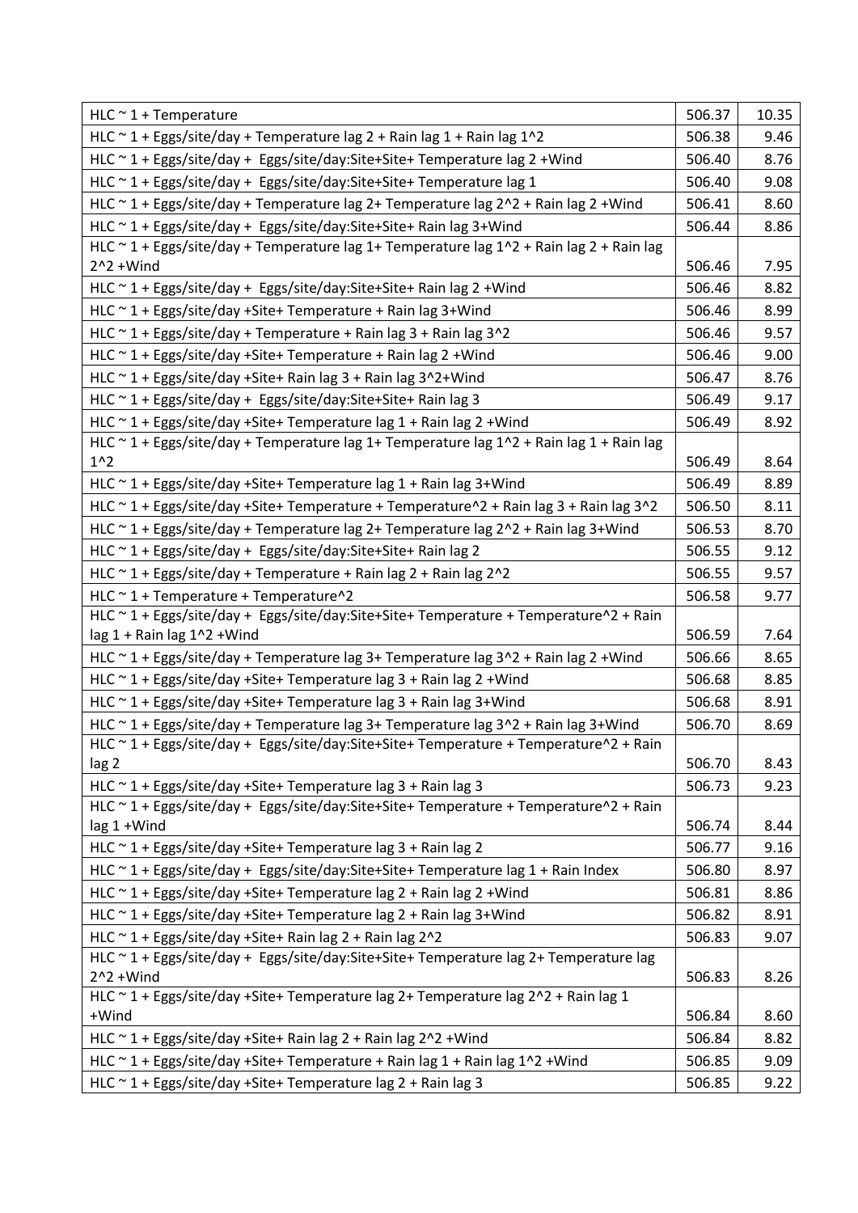| | | |
|---|---|---|
| HLC ~ 1 + Temperature | 506.37 | 10.35 |
| HLC ~ 1 + Eggs/site/day + Temperature lag 2 + Rain lag 1 + Rain lag 1^2 | 506.38 | 9.46 |
| HLC ~ 1 + Eggs/site/day + Eggs/site/day:Site+Site+ Temperature lag 2 +Wind | 506.40 | 8.76 |
| HLC ~ 1 + Eggs/site/day + Eggs/site/day:Site+Site+ Temperature lag 1 | 506.40 | 9.08 |
| HLC ~ 1 + Eggs/site/day + Temperature lag 2+ Temperature lag 2^2 + Rain lag 2 +Wind | 506.41 | 8.60 |
| HLC ~ 1 + Eggs/site/day + Eggs/site/day:Site+Site+ Rain lag 3+Wind | 506.44 | 8.86 |
| HLC ~ 1 + Eggs/site/day + Temperature lag 1+ Temperature lag 1^2 + Rain lag 2 + Rain lag 2^2 +Wind | 506.46 | 7.95 |
| HLC ~ 1 + Eggs/site/day + Eggs/site/day:Site+Site+ Rain lag 2 +Wind | 506.46 | 8.82 |
| HLC ~ 1 + Eggs/site/day +Site+ Temperature + Rain lag 3+Wind | 506.46 | 8.99 |
| HLC ~ 1 + Eggs/site/day + Temperature + Rain lag 3 + Rain lag 3^2 | 506.46 | 9.57 |
| HLC ~ 1 + Eggs/site/day +Site+ Temperature + Rain lag 2 +Wind | 506.46 | 9.00 |
| HLC ~ 1 + Eggs/site/day +Site+ Rain lag 3 + Rain lag 3^2+Wind | 506.47 | 8.76 |
| HLC ~ 1 + Eggs/site/day + Eggs/site/day:Site+Site+ Rain lag 3 | 506.49 | 9.17 |
| HLC ~ 1 + Eggs/site/day +Site+ Temperature lag 1 + Rain lag 2 +Wind | 506.49 | 8.92 |
| HLC ~ 1 + Eggs/site/day + Temperature lag 1+ Temperature lag 1^2 + Rain lag 1 + Rain lag 1^2 | 506.49 | 8.64 |
| HLC ~ 1 + Eggs/site/day +Site+ Temperature lag 1 + Rain lag 3+Wind | 506.49 | 8.89 |
| HLC ~ 1 + Eggs/site/day +Site+ Temperature + Temperature^2 + Rain lag 3 + Rain lag 3^2 | 506.50 | 8.11 |
| HLC ~ 1 + Eggs/site/day + Temperature lag 2+ Temperature lag 2^2 + Rain lag 3+Wind | 506.53 | 8.70 |
| HLC ~ 1 + Eggs/site/day + Eggs/site/day:Site+Site+ Rain lag 2 | 506.55 | 9.12 |
| HLC ~ 1 + Eggs/site/day + Temperature + Rain lag 2 + Rain lag 2^2 | 506.55 | 9.57 |
| HLC ~ 1 + Temperature + Temperature^2 | 506.58 | 9.77 |
| HLC ~ 1 + Eggs/site/day + Eggs/site/day:Site+Site+ Temperature + Temperature^2 + Rain lag 1 + Rain lag 1^2 +Wind | 506.59 | 7.64 |
| HLC ~ 1 + Eggs/site/day + Temperature lag 3+ Temperature lag 3^2 + Rain lag 2 +Wind | 506.66 | 8.65 |
| HLC ~ 1 + Eggs/site/day +Site+ Temperature lag 3 + Rain lag 2 +Wind | 506.68 | 8.85 |
| HLC ~ 1 + Eggs/site/day +Site+ Temperature lag 3 + Rain lag 3+Wind | 506.68 | 8.91 |
| HLC ~ 1 + Eggs/site/day + Temperature lag 3+ Temperature lag 3^2 + Rain lag 3+Wind | 506.70 | 8.69 |
| HLC ~ 1 + Eggs/site/day + Eggs/site/day:Site+Site+ Temperature + Temperature^2 + Rain lag 2 | 506.70 | 8.43 |
| HLC ~ 1 + Eggs/site/day +Site+ Temperature lag 3 + Rain lag 3 | 506.73 | 9.23 |
| HLC ~ 1 + Eggs/site/day + Eggs/site/day:Site+Site+ Temperature + Temperature^2 + Rain lag 1 +Wind | 506.74 | 8.44 |
| HLC ~ 1 + Eggs/site/day +Site+ Temperature lag 3 + Rain lag 2 | 506.77 | 9.16 |
| HLC ~ 1 + Eggs/site/day + Eggs/site/day:Site+Site+ Temperature lag 1 + Rain Index | 506.80 | 8.97 |
| HLC ~ 1 + Eggs/site/day +Site+ Temperature lag 2 + Rain lag 2 +Wind | 506.81 | 8.86 |
| HLC ~ 1 + Eggs/site/day +Site+ Temperature lag 2 + Rain lag 3+Wind | 506.82 | 8.91 |
| HLC ~ 1 + Eggs/site/day +Site+ Rain lag 2 + Rain lag 2^2 | 506.83 | 9.07 |
| HLC ~ 1 + Eggs/site/day + Eggs/site/day:Site+Site+ Temperature lag 2+ Temperature lag 2^2 +Wind | 506.83 | 8.26 |
| HLC ~ 1 + Eggs/site/day +Site+ Temperature lag 2+ Temperature lag 2^2 + Rain lag 1 +Wind | 506.84 | 8.60 |
| HLC ~ 1 + Eggs/site/day +Site+ Rain lag 2 + Rain lag 2^2 +Wind | 506.84 | 8.82 |
| HLC ~ 1 + Eggs/site/day +Site+ Temperature + Rain lag 1 + Rain lag 1^2 +Wind | 506.85 | 9.09 |
| HLC ~ 1 + Eggs/site/day +Site+ Temperature lag 2 + Rain lag 3 | 506.85 | 9.22 |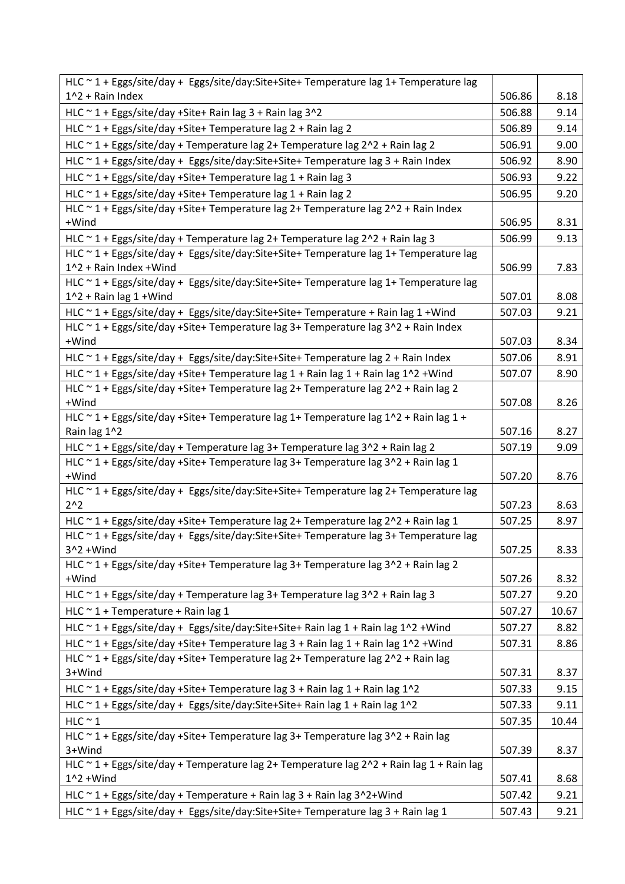| | | |
|---|---|---|
| HLC ~ 1 + Eggs/site/day + Eggs/site/day:Site+Site+ Temperature lag 1+ Temperature lag 1^2 + Rain Index | 506.86 | 8.18 |
| HLC ~ 1 + Eggs/site/day +Site+ Rain lag 3 + Rain lag 3^2 | 506.88 | 9.14 |
| HLC ~ 1 + Eggs/site/day +Site+ Temperature lag 2 + Rain lag 2 | 506.89 | 9.14 |
| HLC ~ 1 + Eggs/site/day + Temperature lag 2+ Temperature lag 2^2 + Rain lag 2 | 506.91 | 9.00 |
| HLC ~ 1 + Eggs/site/day + Eggs/site/day:Site+Site+ Temperature lag 3 + Rain Index | 506.92 | 8.90 |
| HLC ~ 1 + Eggs/site/day +Site+ Temperature lag 1 + Rain lag 3 | 506.93 | 9.22 |
| HLC ~ 1 + Eggs/site/day +Site+ Temperature lag 1 + Rain lag 2 | 506.95 | 9.20 |
| HLC ~ 1 + Eggs/site/day +Site+ Temperature lag 2+ Temperature lag 2^2 + Rain Index +Wind | 506.95 | 8.31 |
| HLC ~ 1 + Eggs/site/day + Temperature lag 2+ Temperature lag 2^2 + Rain lag 3 | 506.99 | 9.13 |
| HLC ~ 1 + Eggs/site/day + Eggs/site/day:Site+Site+ Temperature lag 1+ Temperature lag 1^2 + Rain Index +Wind | 506.99 | 7.83 |
| HLC ~ 1 + Eggs/site/day + Eggs/site/day:Site+Site+ Temperature lag 1+ Temperature lag 1^2 + Rain lag 1 +Wind | 507.01 | 8.08 |
| HLC ~ 1 + Eggs/site/day + Eggs/site/day:Site+Site+ Temperature + Rain lag 1 +Wind | 507.03 | 9.21 |
| HLC ~ 1 + Eggs/site/day +Site+ Temperature lag 3+ Temperature lag 3^2 + Rain Index +Wind | 507.03 | 8.34 |
| HLC ~ 1 + Eggs/site/day + Eggs/site/day:Site+Site+ Temperature lag 2 + Rain Index | 507.06 | 8.91 |
| HLC ~ 1 + Eggs/site/day +Site+ Temperature lag 1 + Rain lag 1 + Rain lag 1^2 +Wind | 507.07 | 8.90 |
| HLC ~ 1 + Eggs/site/day +Site+ Temperature lag 2+ Temperature lag 2^2 + Rain lag 2 +Wind | 507.08 | 8.26 |
| HLC ~ 1 + Eggs/site/day +Site+ Temperature lag 1+ Temperature lag 1^2 + Rain lag 1 + Rain lag 1^2 | 507.16 | 8.27 |
| HLC ~ 1 + Eggs/site/day + Temperature lag 3+ Temperature lag 3^2 + Rain lag 2 | 507.19 | 9.09 |
| HLC ~ 1 + Eggs/site/day +Site+ Temperature lag 3+ Temperature lag 3^2 + Rain lag 1 +Wind | 507.20 | 8.76 |
| HLC ~ 1 + Eggs/site/day + Eggs/site/day:Site+Site+ Temperature lag 2+ Temperature lag 2^2 | 507.23 | 8.63 |
| HLC ~ 1 + Eggs/site/day +Site+ Temperature lag 2+ Temperature lag 2^2 + Rain lag 1 | 507.25 | 8.97 |
| HLC ~ 1 + Eggs/site/day + Eggs/site/day:Site+Site+ Temperature lag 3+ Temperature lag 3^2 +Wind | 507.25 | 8.33 |
| HLC ~ 1 + Eggs/site/day +Site+ Temperature lag 3+ Temperature lag 3^2 + Rain lag 2 +Wind | 507.26 | 8.32 |
| HLC ~ 1 + Eggs/site/day + Temperature lag 3+ Temperature lag 3^2 + Rain lag 3 | 507.27 | 9.20 |
| HLC ~ 1 + Temperature + Rain lag 1 | 507.27 | 10.67 |
| HLC ~ 1 + Eggs/site/day + Eggs/site/day:Site+Site+ Rain lag 1 + Rain lag 1^2 +Wind | 507.27 | 8.82 |
| HLC ~ 1 + Eggs/site/day +Site+ Temperature lag 3 + Rain lag 1 + Rain lag 1^2 +Wind | 507.31 | 8.86 |
| HLC ~ 1 + Eggs/site/day +Site+ Temperature lag 2+ Temperature lag 2^2 + Rain lag 3+Wind | 507.31 | 8.37 |
| HLC ~ 1 + Eggs/site/day +Site+ Temperature lag 3 + Rain lag 1 + Rain lag 1^2 | 507.33 | 9.15 |
| HLC ~ 1 + Eggs/site/day + Eggs/site/day:Site+Site+ Rain lag 1 + Rain lag 1^2 | 507.33 | 9.11 |
| HLC ~ 1 | 507.35 | 10.44 |
| HLC ~ 1 + Eggs/site/day +Site+ Temperature lag 3+ Temperature lag 3^2 + Rain lag 3+Wind | 507.39 | 8.37 |
| HLC ~ 1 + Eggs/site/day + Temperature lag 2+ Temperature lag 2^2 + Rain lag 1 + Rain lag 1^2 +Wind | 507.41 | 8.68 |
| HLC ~ 1 + Eggs/site/day + Temperature + Rain lag 3 + Rain lag 3^2+Wind | 507.42 | 9.21 |
| HLC ~ 1 + Eggs/site/day + Eggs/site/day:Site+Site+ Temperature lag 3 + Rain lag 1 | 507.43 | 9.21 |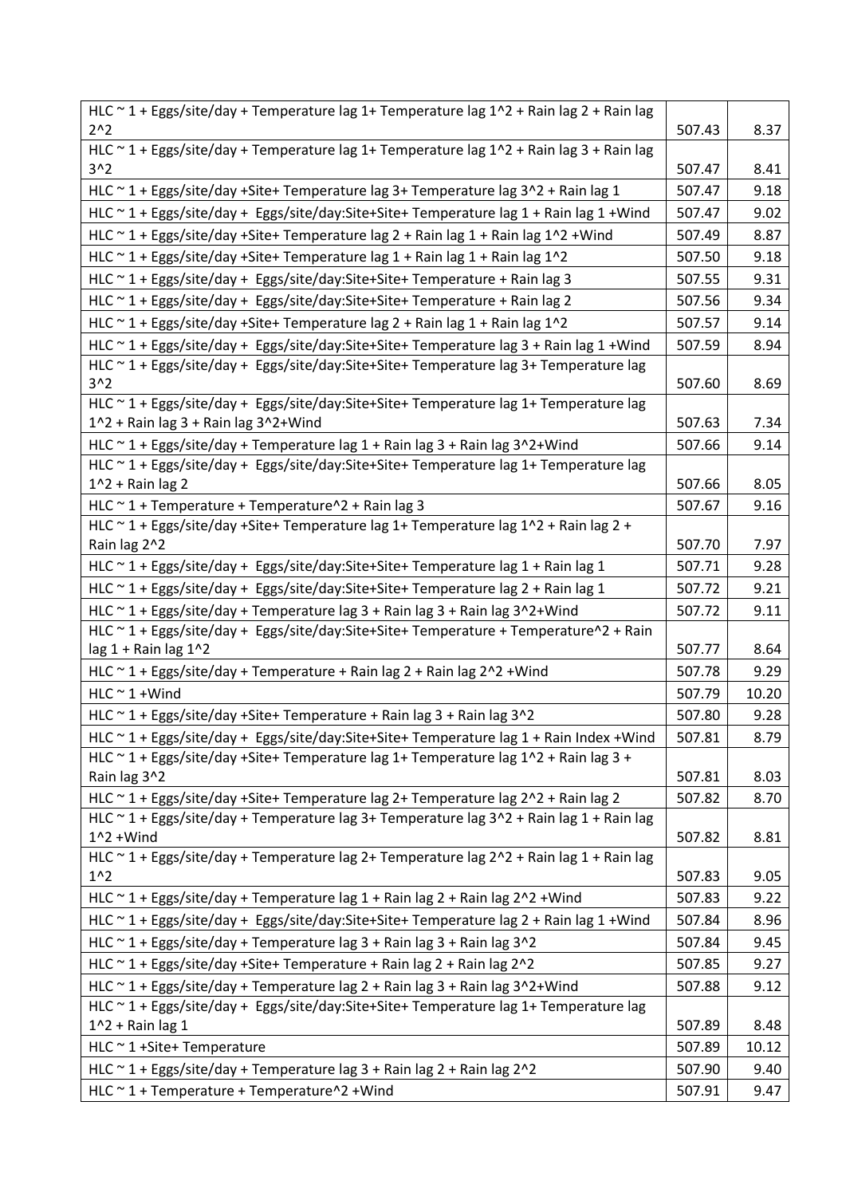| | | |
|---|---|---|
| HLC ~ 1 + Eggs/site/day + Temperature lag 1+ Temperature lag 1^2 + Rain lag 2 + Rain lag 2^2 | 507.43 | 8.37 |
| HLC ~ 1 + Eggs/site/day + Temperature lag 1+ Temperature lag 1^2 + Rain lag 3 + Rain lag 3^2 | 507.47 | 8.41 |
| HLC ~ 1 + Eggs/site/day +Site+ Temperature lag 3+ Temperature lag 3^2 + Rain lag 1 | 507.47 | 9.18 |
| HLC ~ 1 + Eggs/site/day + Eggs/site/day:Site+Site+ Temperature lag 1 + Rain lag 1 +Wind | 507.47 | 9.02 |
| HLC ~ 1 + Eggs/site/day +Site+ Temperature lag 2 + Rain lag 1 + Rain lag 1^2 +Wind | 507.49 | 8.87 |
| HLC ~ 1 + Eggs/site/day +Site+ Temperature lag 1 + Rain lag 1 + Rain lag 1^2 | 507.50 | 9.18 |
| HLC ~ 1 + Eggs/site/day + Eggs/site/day:Site+Site+ Temperature + Rain lag 3 | 507.55 | 9.31 |
| HLC ~ 1 + Eggs/site/day + Eggs/site/day:Site+Site+ Temperature + Rain lag 2 | 507.56 | 9.34 |
| HLC ~ 1 + Eggs/site/day +Site+ Temperature lag 2 + Rain lag 1 + Rain lag 1^2 | 507.57 | 9.14 |
| HLC ~ 1 + Eggs/site/day + Eggs/site/day:Site+Site+ Temperature lag 3 + Rain lag 1 +Wind | 507.59 | 8.94 |
| HLC ~ 1 + Eggs/site/day + Eggs/site/day:Site+Site+ Temperature lag 3+ Temperature lag 3^2 | 507.60 | 8.69 |
| HLC ~ 1 + Eggs/site/day + Eggs/site/day:Site+Site+ Temperature lag 1+ Temperature lag 1^2 + Rain lag 3 + Rain lag 3^2+Wind | 507.63 | 7.34 |
| HLC ~ 1 + Eggs/site/day + Temperature lag 1 + Rain lag 3 + Rain lag 3^2+Wind | 507.66 | 9.14 |
| HLC ~ 1 + Eggs/site/day + Eggs/site/day:Site+Site+ Temperature lag 1+ Temperature lag 1^2 + Rain lag 2 | 507.66 | 8.05 |
| HLC ~ 1 + Temperature + Temperature^2 + Rain lag 3 | 507.67 | 9.16 |
| HLC ~ 1 + Eggs/site/day +Site+ Temperature lag 1+ Temperature lag 1^2 + Rain lag 2 + Rain lag 2^2 | 507.70 | 7.97 |
| HLC ~ 1 + Eggs/site/day + Eggs/site/day:Site+Site+ Temperature lag 1 + Rain lag 1 | 507.71 | 9.28 |
| HLC ~ 1 + Eggs/site/day + Eggs/site/day:Site+Site+ Temperature lag 2 + Rain lag 1 | 507.72 | 9.21 |
| HLC ~ 1 + Eggs/site/day + Temperature lag 3 + Rain lag 3 + Rain lag 3^2+Wind | 507.72 | 9.11 |
| HLC ~ 1 + Eggs/site/day + Eggs/site/day:Site+Site+ Temperature + Temperature^2 + Rain lag 1 + Rain lag 1^2 | 507.77 | 8.64 |
| HLC ~ 1 + Eggs/site/day + Temperature + Rain lag 2 + Rain lag 2^2 +Wind | 507.78 | 9.29 |
| HLC ~ 1 +Wind | 507.79 | 10.20 |
| HLC ~ 1 + Eggs/site/day +Site+ Temperature + Rain lag 3 + Rain lag 3^2 | 507.80 | 9.28 |
| HLC ~ 1 + Eggs/site/day + Eggs/site/day:Site+Site+ Temperature lag 1 + Rain Index +Wind | 507.81 | 8.79 |
| HLC ~ 1 + Eggs/site/day +Site+ Temperature lag 1+ Temperature lag 1^2 + Rain lag 3 + Rain lag 3^2 | 507.81 | 8.03 |
| HLC ~ 1 + Eggs/site/day +Site+ Temperature lag 2+ Temperature lag 2^2 + Rain lag 2 | 507.82 | 8.70 |
| HLC ~ 1 + Eggs/site/day + Temperature lag 3+ Temperature lag 3^2 + Rain lag 1 + Rain lag 1^2 +Wind | 507.82 | 8.81 |
| HLC ~ 1 + Eggs/site/day + Temperature lag 2+ Temperature lag 2^2 + Rain lag 1 + Rain lag 1^2 | 507.83 | 9.05 |
| HLC ~ 1 + Eggs/site/day + Temperature lag 1 + Rain lag 2 + Rain lag 2^2 +Wind | 507.83 | 9.22 |
| HLC ~ 1 + Eggs/site/day + Eggs/site/day:Site+Site+ Temperature lag 2 + Rain lag 1 +Wind | 507.84 | 8.96 |
| HLC ~ 1 + Eggs/site/day + Temperature lag 3 + Rain lag 3 + Rain lag 3^2 | 507.84 | 9.45 |
| HLC ~ 1 + Eggs/site/day +Site+ Temperature + Rain lag 2 + Rain lag 2^2 | 507.85 | 9.27 |
| HLC ~ 1 + Eggs/site/day + Temperature lag 2 + Rain lag 3 + Rain lag 3^2+Wind | 507.88 | 9.12 |
| HLC ~ 1 + Eggs/site/day + Eggs/site/day:Site+Site+ Temperature lag 1+ Temperature lag 1^2 + Rain lag 1 | 507.89 | 8.48 |
| HLC ~ 1 +Site+ Temperature | 507.89 | 10.12 |
| HLC ~ 1 + Eggs/site/day + Temperature lag 3 + Rain lag 2 + Rain lag 2^2 | 507.90 | 9.40 |
| HLC ~ 1 + Temperature + Temperature^2 +Wind | 507.91 | 9.47 |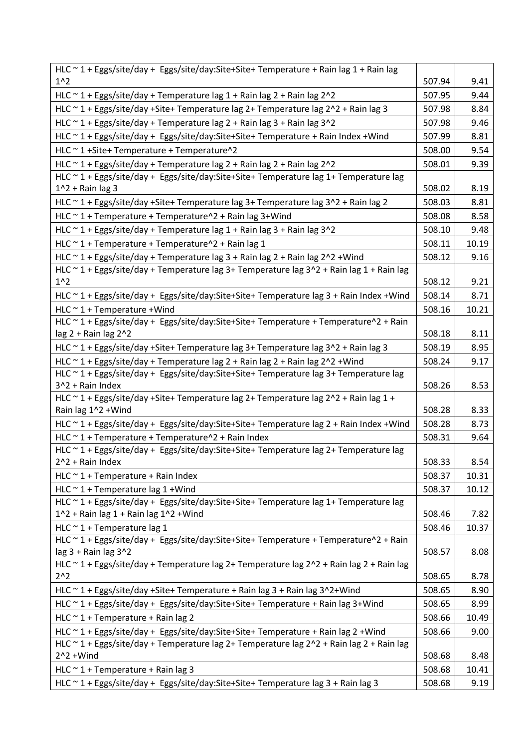| | | |
|---|---|---|
| HLC ~ 1 + Eggs/site/day + Eggs/site/day:Site+Site+ Temperature + Rain lag 1 + Rain lag 1^2 | 507.94 | 9.41 |
| HLC ~ 1 + Eggs/site/day + Temperature lag 1 + Rain lag 2 + Rain lag 2^2 | 507.95 | 9.44 |
| HLC ~ 1 + Eggs/site/day +Site+ Temperature lag 2+ Temperature lag 2^2 + Rain lag 3 | 507.98 | 8.84 |
| HLC ~ 1 + Eggs/site/day + Temperature lag 2 + Rain lag 3 + Rain lag 3^2 | 507.98 | 9.46 |
| HLC ~ 1 + Eggs/site/day + Eggs/site/day:Site+Site+ Temperature + Rain Index +Wind | 507.99 | 8.81 |
| HLC ~ 1 +Site+ Temperature + Temperature^2 | 508.00 | 9.54 |
| HLC ~ 1 + Eggs/site/day + Temperature lag 2 + Rain lag 2 + Rain lag 2^2 | 508.01 | 9.39 |
| HLC ~ 1 + Eggs/site/day + Eggs/site/day:Site+Site+ Temperature lag 1+ Temperature lag 1^2 + Rain lag 3 | 508.02 | 8.19 |
| HLC ~ 1 + Eggs/site/day +Site+ Temperature lag 3+ Temperature lag 3^2 + Rain lag 2 | 508.03 | 8.81 |
| HLC ~ 1 + Temperature + Temperature^2 + Rain lag 3+Wind | 508.08 | 8.58 |
| HLC ~ 1 + Eggs/site/day + Temperature lag 1 + Rain lag 3 + Rain lag 3^2 | 508.10 | 9.48 |
| HLC ~ 1 + Temperature + Temperature^2 + Rain lag 1 | 508.11 | 10.19 |
| HLC ~ 1 + Eggs/site/day + Temperature lag 3 + Rain lag 2 + Rain lag 2^2 +Wind | 508.12 | 9.16 |
| HLC ~ 1 + Eggs/site/day + Temperature lag 3+ Temperature lag 3^2 + Rain lag 1 + Rain lag 1^2 | 508.12 | 9.21 |
| HLC ~ 1 + Eggs/site/day + Eggs/site/day:Site+Site+ Temperature lag 3 + Rain Index +Wind | 508.14 | 8.71 |
| HLC ~ 1 + Temperature +Wind | 508.16 | 10.21 |
| HLC ~ 1 + Eggs/site/day + Eggs/site/day:Site+Site+ Temperature + Temperature^2 + Rain lag 2 + Rain lag 2^2 | 508.18 | 8.11 |
| HLC ~ 1 + Eggs/site/day +Site+ Temperature lag 3+ Temperature lag 3^2 + Rain lag 3 | 508.19 | 8.95 |
| HLC ~ 1 + Eggs/site/day + Temperature lag 2 + Rain lag 2 + Rain lag 2^2 +Wind | 508.24 | 9.17 |
| HLC ~ 1 + Eggs/site/day + Eggs/site/day:Site+Site+ Temperature lag 3+ Temperature lag 3^2 + Rain Index | 508.26 | 8.53 |
| HLC ~ 1 + Eggs/site/day +Site+ Temperature lag 2+ Temperature lag 2^2 + Rain lag 1 + Rain lag 1^2 +Wind | 508.28 | 8.33 |
| HLC ~ 1 + Eggs/site/day + Eggs/site/day:Site+Site+ Temperature lag 2 + Rain Index +Wind | 508.28 | 8.73 |
| HLC ~ 1 + Temperature + Temperature^2 + Rain Index | 508.31 | 9.64 |
| HLC ~ 1 + Eggs/site/day + Eggs/site/day:Site+Site+ Temperature lag 2+ Temperature lag 2^2 + Rain Index | 508.33 | 8.54 |
| HLC ~ 1 + Temperature + Rain Index | 508.37 | 10.31 |
| HLC ~ 1 + Temperature lag 1 +Wind | 508.37 | 10.12 |
| HLC ~ 1 + Eggs/site/day + Eggs/site/day:Site+Site+ Temperature lag 1+ Temperature lag 1^2 + Rain lag 1 + Rain lag 1^2 +Wind | 508.46 | 7.82 |
| HLC ~ 1 + Temperature lag 1 | 508.46 | 10.37 |
| HLC ~ 1 + Eggs/site/day + Eggs/site/day:Site+Site+ Temperature + Temperature^2 + Rain lag 3 + Rain lag 3^2 | 508.57 | 8.08 |
| HLC ~ 1 + Eggs/site/day + Temperature lag 2+ Temperature lag 2^2 + Rain lag 2 + Rain lag 2^2 | 508.65 | 8.78 |
| HLC ~ 1 + Eggs/site/day +Site+ Temperature + Rain lag 3 + Rain lag 3^2+Wind | 508.65 | 8.90 |
| HLC ~ 1 + Eggs/site/day + Eggs/site/day:Site+Site+ Temperature + Rain lag 3+Wind | 508.65 | 8.99 |
| HLC ~ 1 + Temperature + Rain lag 2 | 508.66 | 10.49 |
| HLC ~ 1 + Eggs/site/day + Eggs/site/day:Site+Site+ Temperature + Rain lag 2 +Wind | 508.66 | 9.00 |
| HLC ~ 1 + Eggs/site/day + Temperature lag 2+ Temperature lag 2^2 + Rain lag 2 + Rain lag 2^2 +Wind | 508.68 | 8.48 |
| HLC ~ 1 + Temperature + Rain lag 3 | 508.68 | 10.41 |
| HLC ~ 1 + Eggs/site/day + Eggs/site/day:Site+Site+ Temperature lag 3 + Rain lag 3 | 508.68 | 9.19 |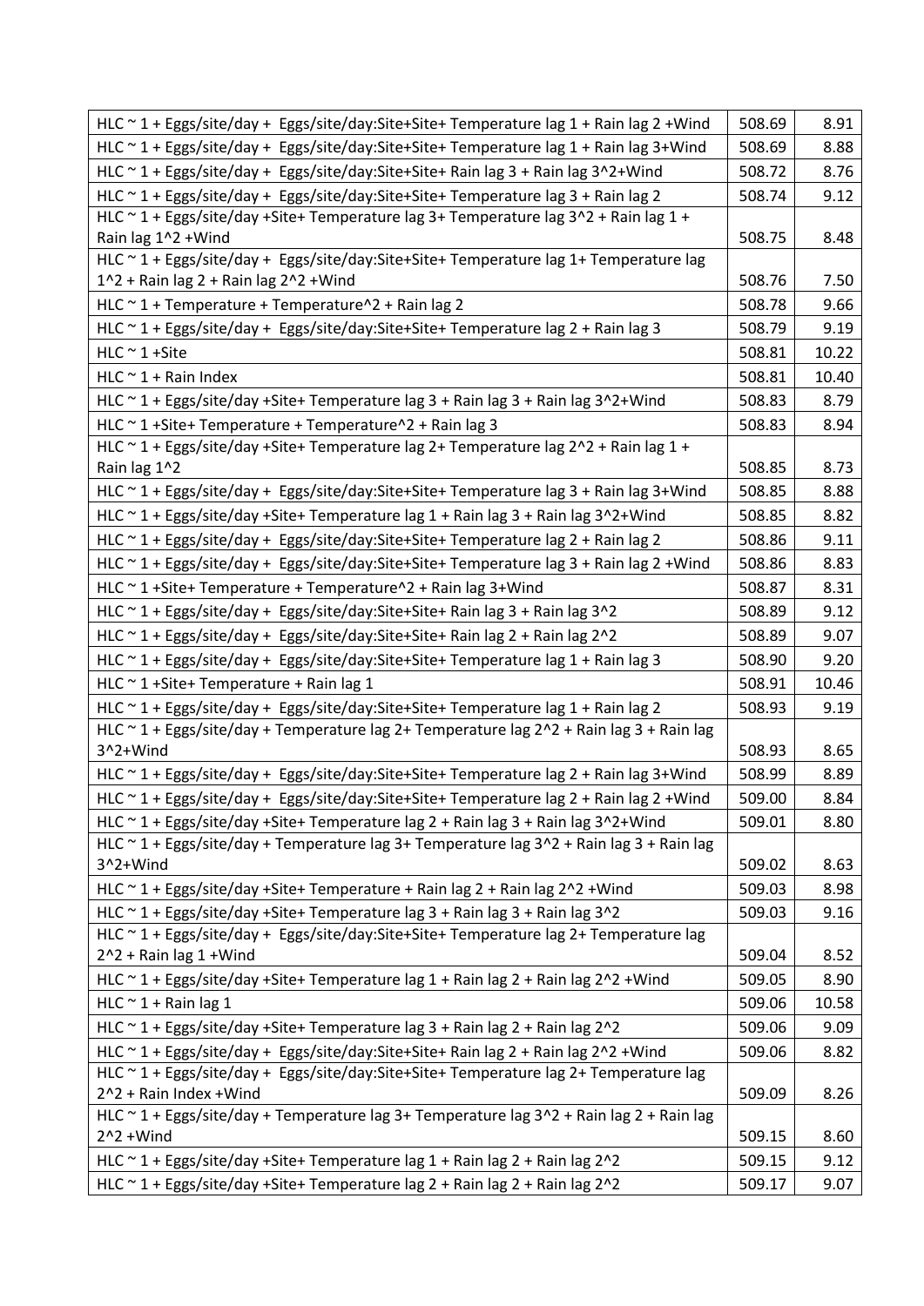| | | |
|---|---|---|
| HLC ~ 1 + Eggs/site/day + Eggs/site/day:Site+Site+ Temperature lag 1 + Rain lag 2 +Wind | 508.69 | 8.91 |
| HLC ~ 1 + Eggs/site/day + Eggs/site/day:Site+Site+ Temperature lag 1 + Rain lag 3+Wind | 508.69 | 8.88 |
| HLC ~ 1 + Eggs/site/day + Eggs/site/day:Site+Site+ Rain lag 3 + Rain lag 3^2+Wind | 508.72 | 8.76 |
| HLC ~ 1 + Eggs/site/day + Eggs/site/day:Site+Site+ Temperature lag 3 + Rain lag 2 | 508.74 | 9.12 |
| HLC ~ 1 + Eggs/site/day +Site+ Temperature lag 3+ Temperature lag 3^2 + Rain lag 1 + Rain lag 1^2 +Wind | 508.75 | 8.48 |
| HLC ~ 1 + Eggs/site/day + Eggs/site/day:Site+Site+ Temperature lag 1+ Temperature lag 1^2 + Rain lag 2 + Rain lag 2^2 +Wind | 508.76 | 7.50 |
| HLC ~ 1 + Temperature + Temperature^2 + Rain lag 2 | 508.78 | 9.66 |
| HLC ~ 1 + Eggs/site/day + Eggs/site/day:Site+Site+ Temperature lag 2 + Rain lag 3 | 508.79 | 9.19 |
| HLC ~ 1 +Site | 508.81 | 10.22 |
| HLC ~ 1 + Rain Index | 508.81 | 10.40 |
| HLC ~ 1 + Eggs/site/day +Site+ Temperature lag 3 + Rain lag 3 + Rain lag 3^2+Wind | 508.83 | 8.79 |
| HLC ~ 1 +Site+ Temperature + Temperature^2 + Rain lag 3 | 508.83 | 8.94 |
| HLC ~ 1 + Eggs/site/day +Site+ Temperature lag 2+ Temperature lag 2^2 + Rain lag 1 + Rain lag 1^2 | 508.85 | 8.73 |
| HLC ~ 1 + Eggs/site/day + Eggs/site/day:Site+Site+ Temperature lag 3 + Rain lag 3+Wind | 508.85 | 8.88 |
| HLC ~ 1 + Eggs/site/day +Site+ Temperature lag 1 + Rain lag 3 + Rain lag 3^2+Wind | 508.85 | 8.82 |
| HLC ~ 1 + Eggs/site/day + Eggs/site/day:Site+Site+ Temperature lag 2 + Rain lag 2 | 508.86 | 9.11 |
| HLC ~ 1 + Eggs/site/day + Eggs/site/day:Site+Site+ Temperature lag 3 + Rain lag 2 +Wind | 508.86 | 8.83 |
| HLC ~ 1 +Site+ Temperature + Temperature^2 + Rain lag 3+Wind | 508.87 | 8.31 |
| HLC ~ 1 + Eggs/site/day + Eggs/site/day:Site+Site+ Rain lag 3 + Rain lag 3^2 | 508.89 | 9.12 |
| HLC ~ 1 + Eggs/site/day + Eggs/site/day:Site+Site+ Rain lag 2 + Rain lag 2^2 | 508.89 | 9.07 |
| HLC ~ 1 + Eggs/site/day + Eggs/site/day:Site+Site+ Temperature lag 1 + Rain lag 3 | 508.90 | 9.20 |
| HLC ~ 1 +Site+ Temperature + Rain lag 1 | 508.91 | 10.46 |
| HLC ~ 1 + Eggs/site/day + Eggs/site/day:Site+Site+ Temperature lag 1 + Rain lag 2 | 508.93 | 9.19 |
| HLC ~ 1 + Eggs/site/day + Temperature lag 2+ Temperature lag 2^2 + Rain lag 3 + Rain lag 3^2+Wind | 508.93 | 8.65 |
| HLC ~ 1 + Eggs/site/day + Eggs/site/day:Site+Site+ Temperature lag 2 + Rain lag 3+Wind | 508.99 | 8.89 |
| HLC ~ 1 + Eggs/site/day + Eggs/site/day:Site+Site+ Temperature lag 2 + Rain lag 2 +Wind | 509.00 | 8.84 |
| HLC ~ 1 + Eggs/site/day +Site+ Temperature lag 2 + Rain lag 3 + Rain lag 3^2+Wind | 509.01 | 8.80 |
| HLC ~ 1 + Eggs/site/day + Temperature lag 3+ Temperature lag 3^2 + Rain lag 3 + Rain lag 3^2+Wind | 509.02 | 8.63 |
| HLC ~ 1 + Eggs/site/day +Site+ Temperature + Rain lag 2 + Rain lag 2^2 +Wind | 509.03 | 8.98 |
| HLC ~ 1 + Eggs/site/day +Site+ Temperature lag 3 + Rain lag 3 + Rain lag 3^2 | 509.03 | 9.16 |
| HLC ~ 1 + Eggs/site/day + Eggs/site/day:Site+Site+ Temperature lag 2+ Temperature lag 2^2 + Rain lag 1 +Wind | 509.04 | 8.52 |
| HLC ~ 1 + Eggs/site/day +Site+ Temperature lag 1 + Rain lag 2 + Rain lag 2^2 +Wind | 509.05 | 8.90 |
| HLC ~ 1 + Rain lag 1 | 509.06 | 10.58 |
| HLC ~ 1 + Eggs/site/day +Site+ Temperature lag 3 + Rain lag 2 + Rain lag 2^2 | 509.06 | 9.09 |
| HLC ~ 1 + Eggs/site/day + Eggs/site/day:Site+Site+ Rain lag 2 + Rain lag 2^2 +Wind | 509.06 | 8.82 |
| HLC ~ 1 + Eggs/site/day + Eggs/site/day:Site+Site+ Temperature lag 2+ Temperature lag 2^2 + Rain Index +Wind | 509.09 | 8.26 |
| HLC ~ 1 + Eggs/site/day + Temperature lag 3+ Temperature lag 3^2 + Rain lag 2 + Rain lag 2^2 +Wind | 509.15 | 8.60 |
| HLC ~ 1 + Eggs/site/day +Site+ Temperature lag 1 + Rain lag 2 + Rain lag 2^2 | 509.15 | 9.12 |
| HLC ~ 1 + Eggs/site/day +Site+ Temperature lag 2 + Rain lag 2 + Rain lag 2^2 | 509.17 | 9.07 |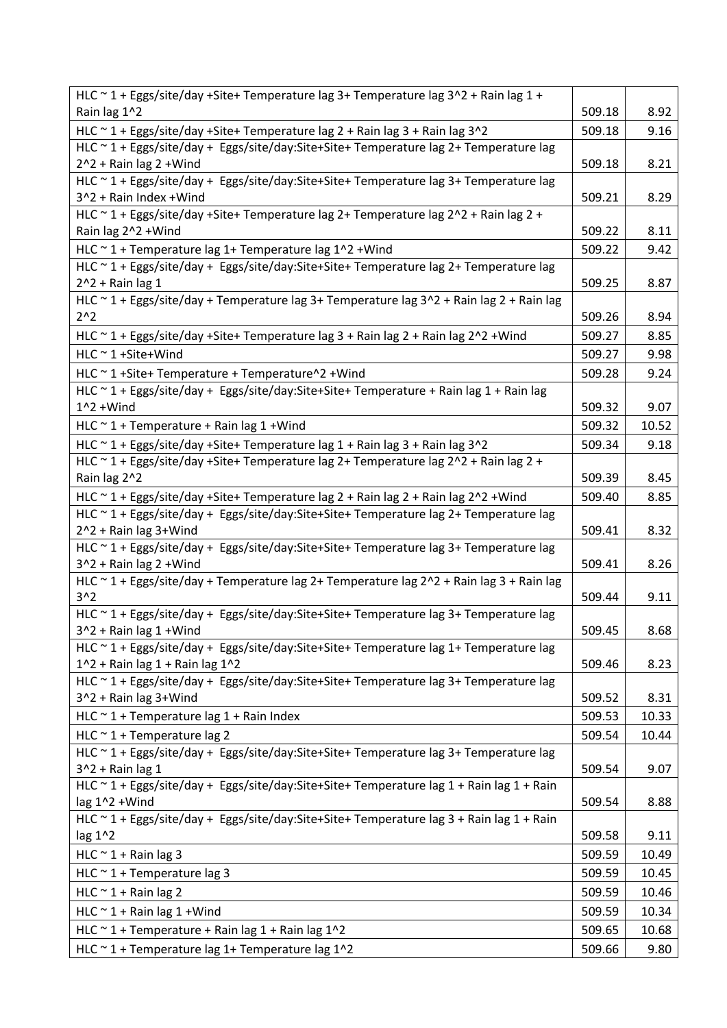| | | |
|---|---|---|
| HLC ~ 1 + Eggs/site/day +Site+ Temperature lag 3+ Temperature lag 3^2 + Rain lag 1 + Rain lag 1^2 | 509.18 | 8.92 |
| HLC ~ 1 + Eggs/site/day +Site+ Temperature lag 2 + Rain lag 3 + Rain lag 3^2 | 509.18 | 9.16 |
| HLC ~ 1 + Eggs/site/day + Eggs/site/day:Site+Site+ Temperature lag 2+ Temperature lag 2^2 + Rain lag 2 +Wind | 509.18 | 8.21 |
| HLC ~ 1 + Eggs/site/day + Eggs/site/day:Site+Site+ Temperature lag 3+ Temperature lag 3^2 + Rain Index +Wind | 509.21 | 8.29 |
| HLC ~ 1 + Eggs/site/day +Site+ Temperature lag 2+ Temperature lag 2^2 + Rain lag 2 + Rain lag 2^2 +Wind | 509.22 | 8.11 |
| HLC ~ 1 + Temperature lag 1+ Temperature lag 1^2 +Wind | 509.22 | 9.42 |
| HLC ~ 1 + Eggs/site/day + Eggs/site/day:Site+Site+ Temperature lag 2+ Temperature lag 2^2 + Rain lag 1 | 509.25 | 8.87 |
| HLC ~ 1 + Eggs/site/day + Temperature lag 3+ Temperature lag 3^2 + Rain lag 2 + Rain lag 2^2 | 509.26 | 8.94 |
| HLC ~ 1 + Eggs/site/day +Site+ Temperature lag 3 + Rain lag 2 + Rain lag 2^2 +Wind | 509.27 | 8.85 |
| HLC ~ 1 +Site+Wind | 509.27 | 9.98 |
| HLC ~ 1 +Site+ Temperature + Temperature^2 +Wind | 509.28 | 9.24 |
| HLC ~ 1 + Eggs/site/day + Eggs/site/day:Site+Site+ Temperature + Rain lag 1 + Rain lag 1^2 +Wind | 509.32 | 9.07 |
| HLC ~ 1 + Temperature + Rain lag 1 +Wind | 509.32 | 10.52 |
| HLC ~ 1 + Eggs/site/day +Site+ Temperature lag 1 + Rain lag 3 + Rain lag 3^2 | 509.34 | 9.18 |
| HLC ~ 1 + Eggs/site/day +Site+ Temperature lag 2+ Temperature lag 2^2 + Rain lag 2 + Rain lag 2^2 | 509.39 | 8.45 |
| HLC ~ 1 + Eggs/site/day +Site+ Temperature lag 2 + Rain lag 2 + Rain lag 2^2 +Wind | 509.40 | 8.85 |
| HLC ~ 1 + Eggs/site/day + Eggs/site/day:Site+Site+ Temperature lag 2+ Temperature lag 2^2 + Rain lag 3+Wind | 509.41 | 8.32 |
| HLC ~ 1 + Eggs/site/day + Eggs/site/day:Site+Site+ Temperature lag 3+ Temperature lag 3^2 + Rain lag 2 +Wind | 509.41 | 8.26 |
| HLC ~ 1 + Eggs/site/day + Temperature lag 2+ Temperature lag 2^2 + Rain lag 3 + Rain lag 3^2 | 509.44 | 9.11 |
| HLC ~ 1 + Eggs/site/day + Eggs/site/day:Site+Site+ Temperature lag 3+ Temperature lag 3^2 + Rain lag 1 +Wind | 509.45 | 8.68 |
| HLC ~ 1 + Eggs/site/day + Eggs/site/day:Site+Site+ Temperature lag 1+ Temperature lag 1^2 + Rain lag 1 + Rain lag 1^2 | 509.46 | 8.23 |
| HLC ~ 1 + Eggs/site/day + Eggs/site/day:Site+Site+ Temperature lag 3+ Temperature lag 3^2 + Rain lag 3+Wind | 509.52 | 8.31 |
| HLC ~ 1 + Temperature lag 1 + Rain Index | 509.53 | 10.33 |
| HLC ~ 1 + Temperature lag 2 | 509.54 | 10.44 |
| HLC ~ 1 + Eggs/site/day + Eggs/site/day:Site+Site+ Temperature lag 3+ Temperature lag 3^2 + Rain lag 1 | 509.54 | 9.07 |
| HLC ~ 1 + Eggs/site/day + Eggs/site/day:Site+Site+ Temperature lag 1 + Rain lag 1 + Rain lag 1^2 +Wind | 509.54 | 8.88 |
| HLC ~ 1 + Eggs/site/day + Eggs/site/day:Site+Site+ Temperature lag 3 + Rain lag 1 + Rain lag 1^2 | 509.58 | 9.11 |
| HLC ~ 1 + Rain lag 3 | 509.59 | 10.49 |
| HLC ~ 1 + Temperature lag 3 | 509.59 | 10.45 |
| HLC ~ 1 + Rain lag 2 | 509.59 | 10.46 |
| HLC ~ 1 + Rain lag 1 +Wind | 509.59 | 10.34 |
| HLC ~ 1 + Temperature + Rain lag 1 + Rain lag 1^2 | 509.65 | 10.68 |
| HLC ~ 1 + Temperature lag 1+ Temperature lag 1^2 | 509.66 | 9.80 |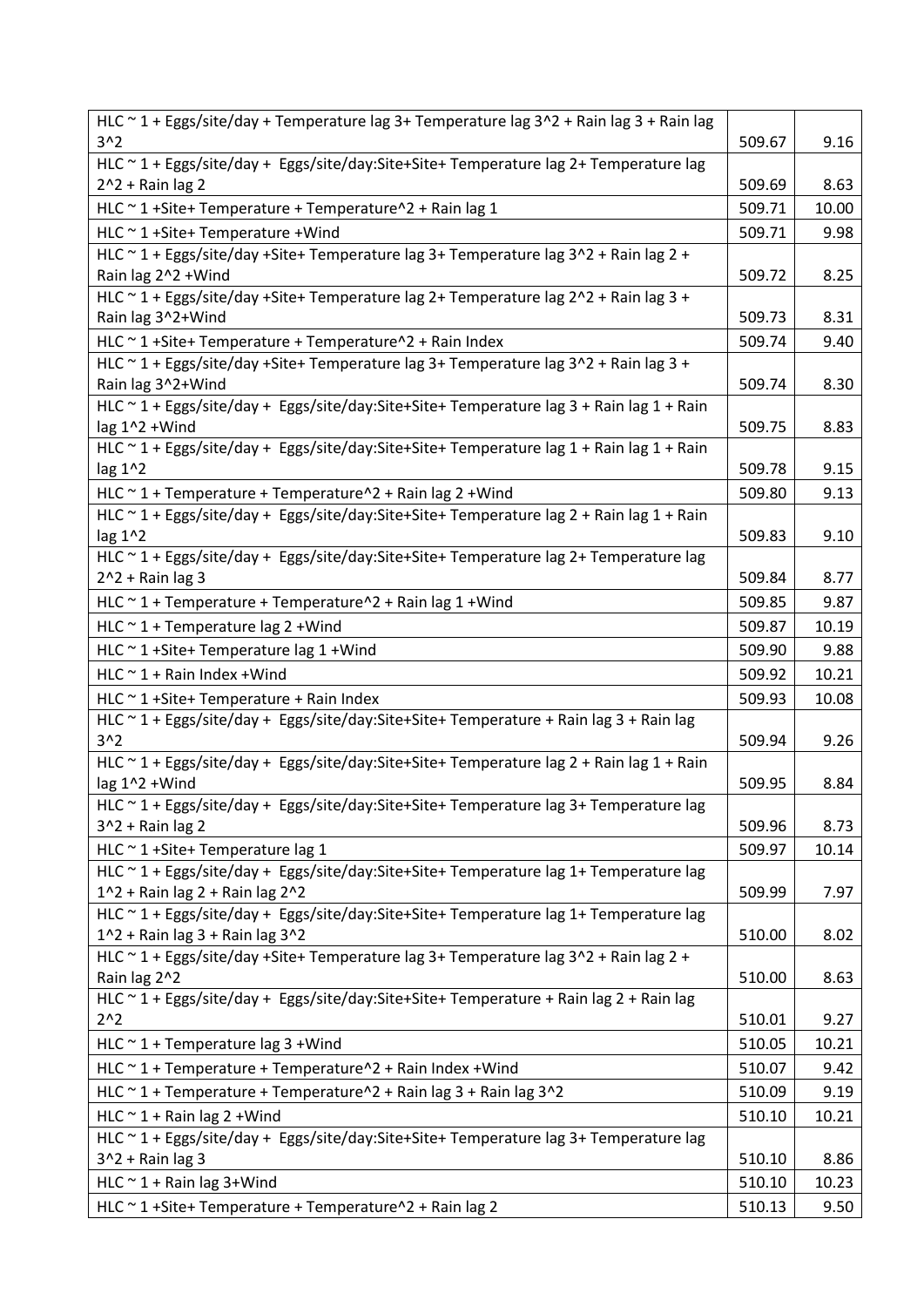| | | |
|---|---|---|
| HLC ~ 1 + Eggs/site/day + Temperature lag 3+ Temperature lag 3^2 + Rain lag 3 + Rain lag 3^2 | 509.67 | 9.16 |
| HLC ~ 1 + Eggs/site/day + Eggs/site/day:Site+Site+ Temperature lag 2+ Temperature lag 2^2 + Rain lag 2 | 509.69 | 8.63 |
| HLC ~ 1 +Site+ Temperature + Temperature^2 + Rain lag 1 | 509.71 | 10.00 |
| HLC ~ 1 +Site+ Temperature +Wind | 509.71 | 9.98 |
| HLC ~ 1 + Eggs/site/day +Site+ Temperature lag 3+ Temperature lag 3^2 + Rain lag 2 + Rain lag 2^2 +Wind | 509.72 | 8.25 |
| HLC ~ 1 + Eggs/site/day +Site+ Temperature lag 2+ Temperature lag 2^2 + Rain lag 3 + Rain lag 3^2+Wind | 509.73 | 8.31 |
| HLC ~ 1 +Site+ Temperature + Temperature^2 + Rain Index | 509.74 | 9.40 |
| HLC ~ 1 + Eggs/site/day +Site+ Temperature lag 3+ Temperature lag 3^2 + Rain lag 3 + Rain lag 3^2+Wind | 509.74 | 8.30 |
| HLC ~ 1 + Eggs/site/day + Eggs/site/day:Site+Site+ Temperature lag 3 + Rain lag 1 + Rain lag 1^2 +Wind | 509.75 | 8.83 |
| HLC ~ 1 + Eggs/site/day + Eggs/site/day:Site+Site+ Temperature lag 1 + Rain lag 1 + Rain lag 1^2 | 509.78 | 9.15 |
| HLC ~ 1 + Temperature + Temperature^2 + Rain lag 2 +Wind | 509.80 | 9.13 |
| HLC ~ 1 + Eggs/site/day + Eggs/site/day:Site+Site+ Temperature lag 2 + Rain lag 1 + Rain lag 1^2 | 509.83 | 9.10 |
| HLC ~ 1 + Eggs/site/day + Eggs/site/day:Site+Site+ Temperature lag 2+ Temperature lag 2^2 + Rain lag 3 | 509.84 | 8.77 |
| HLC ~ 1 + Temperature + Temperature^2 + Rain lag 1 +Wind | 509.85 | 9.87 |
| HLC ~ 1 + Temperature lag 2 +Wind | 509.87 | 10.19 |
| HLC ~ 1 +Site+ Temperature lag 1 +Wind | 509.90 | 9.88 |
| HLC ~ 1 + Rain Index +Wind | 509.92 | 10.21 |
| HLC ~ 1 +Site+ Temperature + Rain Index | 509.93 | 10.08 |
| HLC ~ 1 + Eggs/site/day + Eggs/site/day:Site+Site+ Temperature + Rain lag 3 + Rain lag 3^2 | 509.94 | 9.26 |
| HLC ~ 1 + Eggs/site/day + Eggs/site/day:Site+Site+ Temperature lag 2 + Rain lag 1 + Rain lag 1^2 +Wind | 509.95 | 8.84 |
| HLC ~ 1 + Eggs/site/day + Eggs/site/day:Site+Site+ Temperature lag 3+ Temperature lag 3^2 + Rain lag 2 | 509.96 | 8.73 |
| HLC ~ 1 +Site+ Temperature lag 1 | 509.97 | 10.14 |
| HLC ~ 1 + Eggs/site/day + Eggs/site/day:Site+Site+ Temperature lag 1+ Temperature lag 1^2 + Rain lag 2 + Rain lag 2^2 | 509.99 | 7.97 |
| HLC ~ 1 + Eggs/site/day + Eggs/site/day:Site+Site+ Temperature lag 1+ Temperature lag 1^2 + Rain lag 3 + Rain lag 3^2 | 510.00 | 8.02 |
| HLC ~ 1 + Eggs/site/day +Site+ Temperature lag 3+ Temperature lag 3^2 + Rain lag 2 + Rain lag 2^2 | 510.00 | 8.63 |
| HLC ~ 1 + Eggs/site/day + Eggs/site/day:Site+Site+ Temperature + Rain lag 2 + Rain lag 2^2 | 510.01 | 9.27 |
| HLC ~ 1 + Temperature lag 3 +Wind | 510.05 | 10.21 |
| HLC ~ 1 + Temperature + Temperature^2 + Rain Index +Wind | 510.07 | 9.42 |
| HLC ~ 1 + Temperature + Temperature^2 + Rain lag 3 + Rain lag 3^2 | 510.09 | 9.19 |
| HLC ~ 1 + Rain lag 2 +Wind | 510.10 | 10.21 |
| HLC ~ 1 + Eggs/site/day + Eggs/site/day:Site+Site+ Temperature lag 3+ Temperature lag 3^2 + Rain lag 3 | 510.10 | 8.86 |
| HLC ~ 1 + Rain lag 3+Wind | 510.10 | 10.23 |
| HLC ~ 1 +Site+ Temperature + Temperature^2 + Rain lag 2 | 510.13 | 9.50 |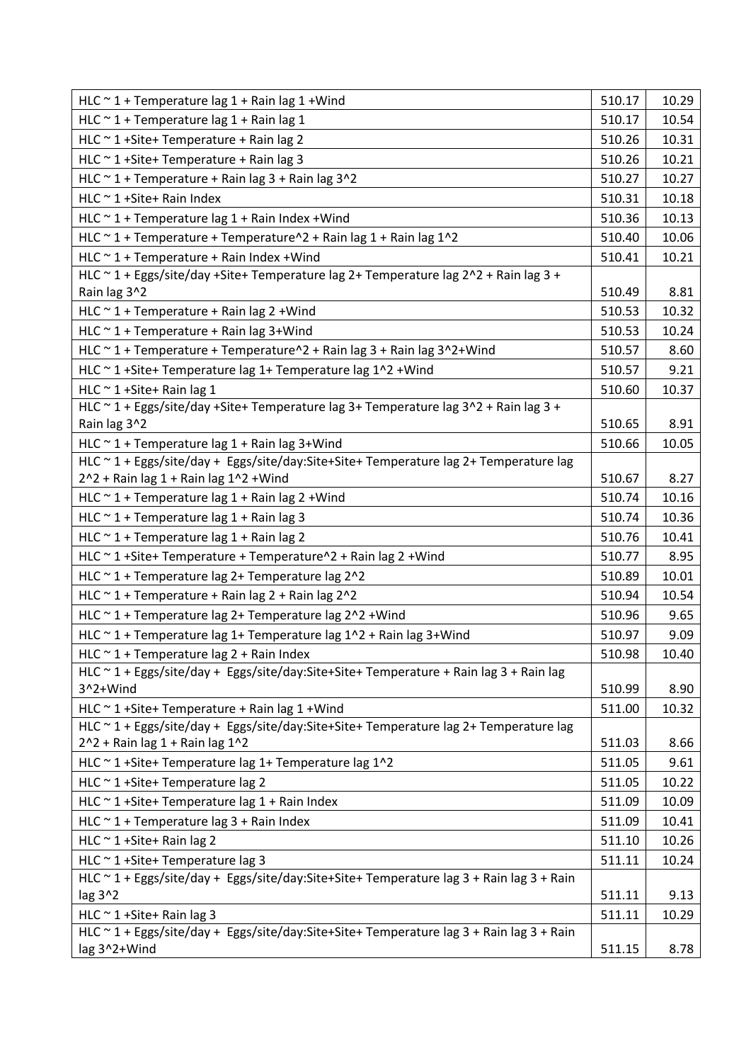| | | |
|---|---|---|
| HLC ~ 1 + Temperature lag 1 + Rain lag 1 +Wind | 510.17 | 10.29 |
| HLC ~ 1 + Temperature lag 1 + Rain lag 1 | 510.17 | 10.54 |
| HLC ~ 1 +Site+ Temperature + Rain lag 2 | 510.26 | 10.31 |
| HLC ~ 1 +Site+ Temperature + Rain lag 3 | 510.26 | 10.21 |
| HLC ~ 1 + Temperature + Rain lag 3 + Rain lag 3^2 | 510.27 | 10.27 |
| HLC ~ 1 +Site+ Rain Index | 510.31 | 10.18 |
| HLC ~ 1 + Temperature lag 1 + Rain Index +Wind | 510.36 | 10.13 |
| HLC ~ 1 + Temperature + Temperature^2 + Rain lag 1 + Rain lag 1^2 | 510.40 | 10.06 |
| HLC ~ 1 + Temperature + Rain Index +Wind | 510.41 | 10.21 |
| HLC ~ 1 + Eggs/site/day +Site+ Temperature lag 2+ Temperature lag 2^2 + Rain lag 3 + Rain lag 3^2 | 510.49 | 8.81 |
| HLC ~ 1 + Temperature + Rain lag 2 +Wind | 510.53 | 10.32 |
| HLC ~ 1 + Temperature + Rain lag 3+Wind | 510.53 | 10.24 |
| HLC ~ 1 + Temperature + Temperature^2 + Rain lag 3 + Rain lag 3^2+Wind | 510.57 | 8.60 |
| HLC ~ 1 +Site+ Temperature lag 1+ Temperature lag 1^2 +Wind | 510.57 | 9.21 |
| HLC ~ 1 +Site+ Rain lag 1 | 510.60 | 10.37 |
| HLC ~ 1 + Eggs/site/day +Site+ Temperature lag 3+ Temperature lag 3^2 + Rain lag 3 + Rain lag 3^2 | 510.65 | 8.91 |
| HLC ~ 1 + Temperature lag 1 + Rain lag 3+Wind | 510.66 | 10.05 |
| HLC ~ 1 + Eggs/site/day + Eggs/site/day:Site+Site+ Temperature lag 2+ Temperature lag 2^2 + Rain lag 1 + Rain lag 1^2 +Wind | 510.67 | 8.27 |
| HLC ~ 1 + Temperature lag 1 + Rain lag 2 +Wind | 510.74 | 10.16 |
| HLC ~ 1 + Temperature lag 1 + Rain lag 3 | 510.74 | 10.36 |
| HLC ~ 1 + Temperature lag 1 + Rain lag 2 | 510.76 | 10.41 |
| HLC ~ 1 +Site+ Temperature + Temperature^2 + Rain lag 2 +Wind | 510.77 | 8.95 |
| HLC ~ 1 + Temperature lag 2+ Temperature lag 2^2 | 510.89 | 10.01 |
| HLC ~ 1 + Temperature + Rain lag 2 + Rain lag 2^2 | 510.94 | 10.54 |
| HLC ~ 1 + Temperature lag 2+ Temperature lag 2^2 +Wind | 510.96 | 9.65 |
| HLC ~ 1 + Temperature lag 1+ Temperature lag 1^2 + Rain lag 3+Wind | 510.97 | 9.09 |
| HLC ~ 1 + Temperature lag 2 + Rain Index | 510.98 | 10.40 |
| HLC ~ 1 + Eggs/site/day + Eggs/site/day:Site+Site+ Temperature + Rain lag 3 + Rain lag 3^2+Wind | 510.99 | 8.90 |
| HLC ~ 1 +Site+ Temperature + Rain lag 1 +Wind | 511.00 | 10.32 |
| HLC ~ 1 + Eggs/site/day + Eggs/site/day:Site+Site+ Temperature lag 2+ Temperature lag 2^2 + Rain lag 1 + Rain lag 1^2 | 511.03 | 8.66 |
| HLC ~ 1 +Site+ Temperature lag 1+ Temperature lag 1^2 | 511.05 | 9.61 |
| HLC ~ 1 +Site+ Temperature lag 2 | 511.05 | 10.22 |
| HLC ~ 1 +Site+ Temperature lag 1 + Rain Index | 511.09 | 10.09 |
| HLC ~ 1 + Temperature lag 3 + Rain Index | 511.09 | 10.41 |
| HLC ~ 1 +Site+ Rain lag 2 | 511.10 | 10.26 |
| HLC ~ 1 +Site+ Temperature lag 3 | 511.11 | 10.24 |
| HLC ~ 1 + Eggs/site/day + Eggs/site/day:Site+Site+ Temperature lag 3 + Rain lag 3 + Rain lag 3^2 | 511.11 | 9.13 |
| HLC ~ 1 +Site+ Rain lag 3 | 511.11 | 10.29 |
| HLC ~ 1 + Eggs/site/day + Eggs/site/day:Site+Site+ Temperature lag 3 + Rain lag 3 + Rain lag 3^2+Wind | 511.15 | 8.78 |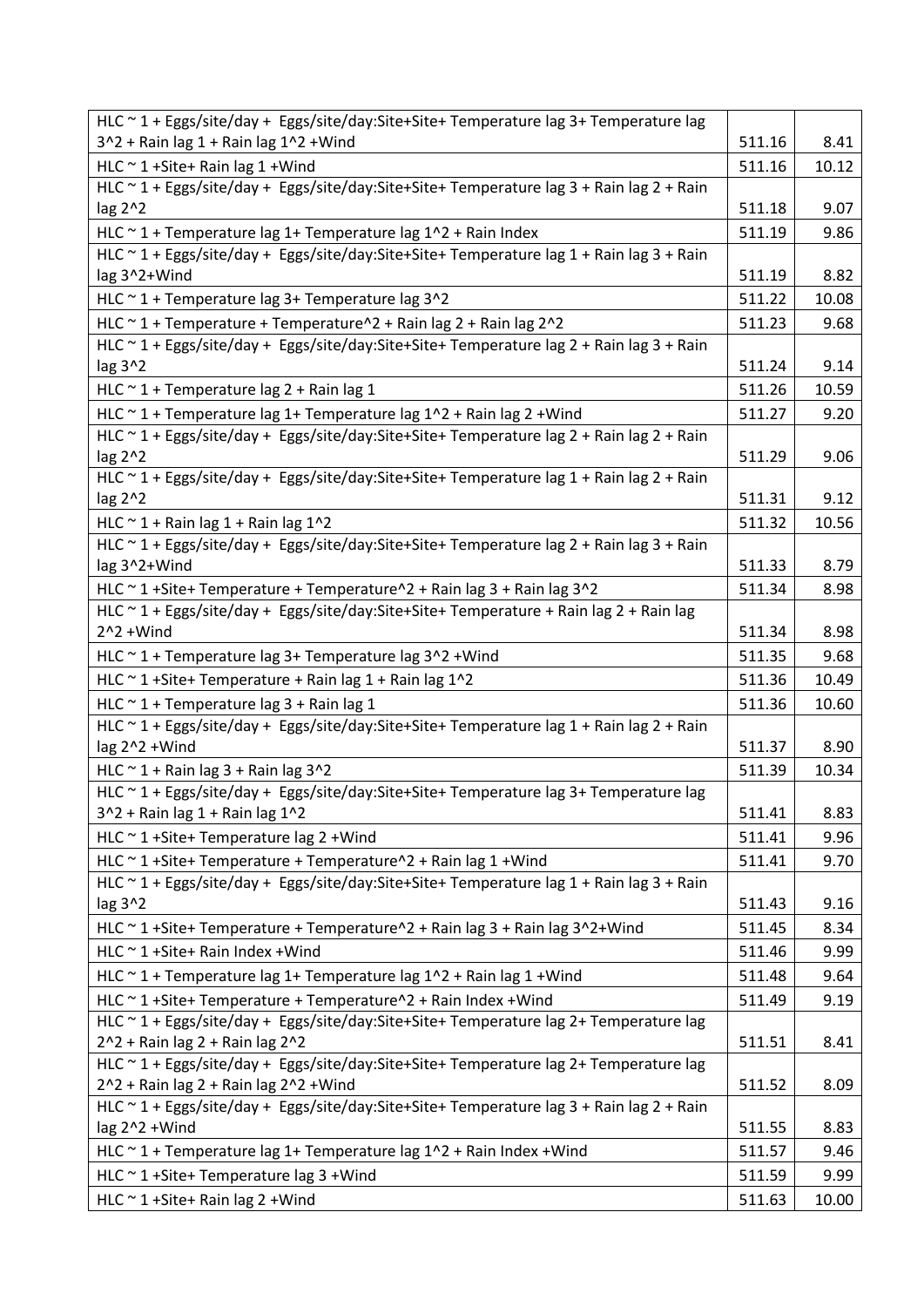| | | |
|---|---|---|
| HLC ~ 1 + Eggs/site/day + Eggs/site/day:Site+Site+ Temperature lag 3+ Temperature lag 3^2 + Rain lag 1 + Rain lag 1^2 +Wind | 511.16 | 8.41 |
| HLC ~ 1 +Site+ Rain lag 1 +Wind | 511.16 | 10.12 |
| HLC ~ 1 + Eggs/site/day + Eggs/site/day:Site+Site+ Temperature lag 3 + Rain lag 2 + Rain lag 2^2 | 511.18 | 9.07 |
| HLC ~ 1 + Temperature lag 1+ Temperature lag 1^2 + Rain Index | 511.19 | 9.86 |
| HLC ~ 1 + Eggs/site/day + Eggs/site/day:Site+Site+ Temperature lag 1 + Rain lag 3 + Rain lag 3^2+Wind | 511.19 | 8.82 |
| HLC ~ 1 + Temperature lag 3+ Temperature lag 3^2 | 511.22 | 10.08 |
| HLC ~ 1 + Temperature + Temperature^2 + Rain lag 2 + Rain lag 2^2 | 511.23 | 9.68 |
| HLC ~ 1 + Eggs/site/day + Eggs/site/day:Site+Site+ Temperature lag 2 + Rain lag 3 + Rain lag 3^2 | 511.24 | 9.14 |
| HLC ~ 1 + Temperature lag 2 + Rain lag 1 | 511.26 | 10.59 |
| HLC ~ 1 + Temperature lag 1+ Temperature lag 1^2 + Rain lag 2 +Wind | 511.27 | 9.20 |
| HLC ~ 1 + Eggs/site/day + Eggs/site/day:Site+Site+ Temperature lag 2 + Rain lag 2 + Rain lag 2^2 | 511.29 | 9.06 |
| HLC ~ 1 + Eggs/site/day + Eggs/site/day:Site+Site+ Temperature lag 1 + Rain lag 2 + Rain lag 2^2 | 511.31 | 9.12 |
| HLC ~ 1 + Rain lag 1 + Rain lag 1^2 | 511.32 | 10.56 |
| HLC ~ 1 + Eggs/site/day + Eggs/site/day:Site+Site+ Temperature lag 2 + Rain lag 3 + Rain lag 3^2+Wind | 511.33 | 8.79 |
| HLC ~ 1 +Site+ Temperature + Temperature^2 + Rain lag 3 + Rain lag 3^2 | 511.34 | 8.98 |
| HLC ~ 1 + Eggs/site/day + Eggs/site/day:Site+Site+ Temperature + Rain lag 2 + Rain lag 2^2 +Wind | 511.34 | 8.98 |
| HLC ~ 1 + Temperature lag 3+ Temperature lag 3^2 +Wind | 511.35 | 9.68 |
| HLC ~ 1 +Site+ Temperature + Rain lag 1 + Rain lag 1^2 | 511.36 | 10.49 |
| HLC ~ 1 + Temperature lag 3 + Rain lag 1 | 511.36 | 10.60 |
| HLC ~ 1 + Eggs/site/day + Eggs/site/day:Site+Site+ Temperature lag 1 + Rain lag 2 + Rain lag 2^2 +Wind | 511.37 | 8.90 |
| HLC ~ 1 + Rain lag 3 + Rain lag 3^2 | 511.39 | 10.34 |
| HLC ~ 1 + Eggs/site/day + Eggs/site/day:Site+Site+ Temperature lag 3+ Temperature lag 3^2 + Rain lag 1 + Rain lag 1^2 | 511.41 | 8.83 |
| HLC ~ 1 +Site+ Temperature lag 2 +Wind | 511.41 | 9.96 |
| HLC ~ 1 +Site+ Temperature + Temperature^2 + Rain lag 1 +Wind | 511.41 | 9.70 |
| HLC ~ 1 + Eggs/site/day + Eggs/site/day:Site+Site+ Temperature lag 1 + Rain lag 3 + Rain lag 3^2 | 511.43 | 9.16 |
| HLC ~ 1 +Site+ Temperature + Temperature^2 + Rain lag 3 + Rain lag 3^2+Wind | 511.45 | 8.34 |
| HLC ~ 1 +Site+ Rain Index +Wind | 511.46 | 9.99 |
| HLC ~ 1 + Temperature lag 1+ Temperature lag 1^2 + Rain lag 1 +Wind | 511.48 | 9.64 |
| HLC ~ 1 +Site+ Temperature + Temperature^2 + Rain Index +Wind | 511.49 | 9.19 |
| HLC ~ 1 + Eggs/site/day + Eggs/site/day:Site+Site+ Temperature lag 2+ Temperature lag 2^2 + Rain lag 2 + Rain lag 2^2 | 511.51 | 8.41 |
| HLC ~ 1 + Eggs/site/day + Eggs/site/day:Site+Site+ Temperature lag 2+ Temperature lag 2^2 + Rain lag 2 + Rain lag 2^2 +Wind | 511.52 | 8.09 |
| HLC ~ 1 + Eggs/site/day + Eggs/site/day:Site+Site+ Temperature lag 3 + Rain lag 2 + Rain lag 2^2 +Wind | 511.55 | 8.83 |
| HLC ~ 1 + Temperature lag 1+ Temperature lag 1^2 + Rain Index +Wind | 511.57 | 9.46 |
| HLC ~ 1 +Site+ Temperature lag 3 +Wind | 511.59 | 9.99 |
| HLC ~ 1 +Site+ Rain lag 2 +Wind | 511.63 | 10.00 |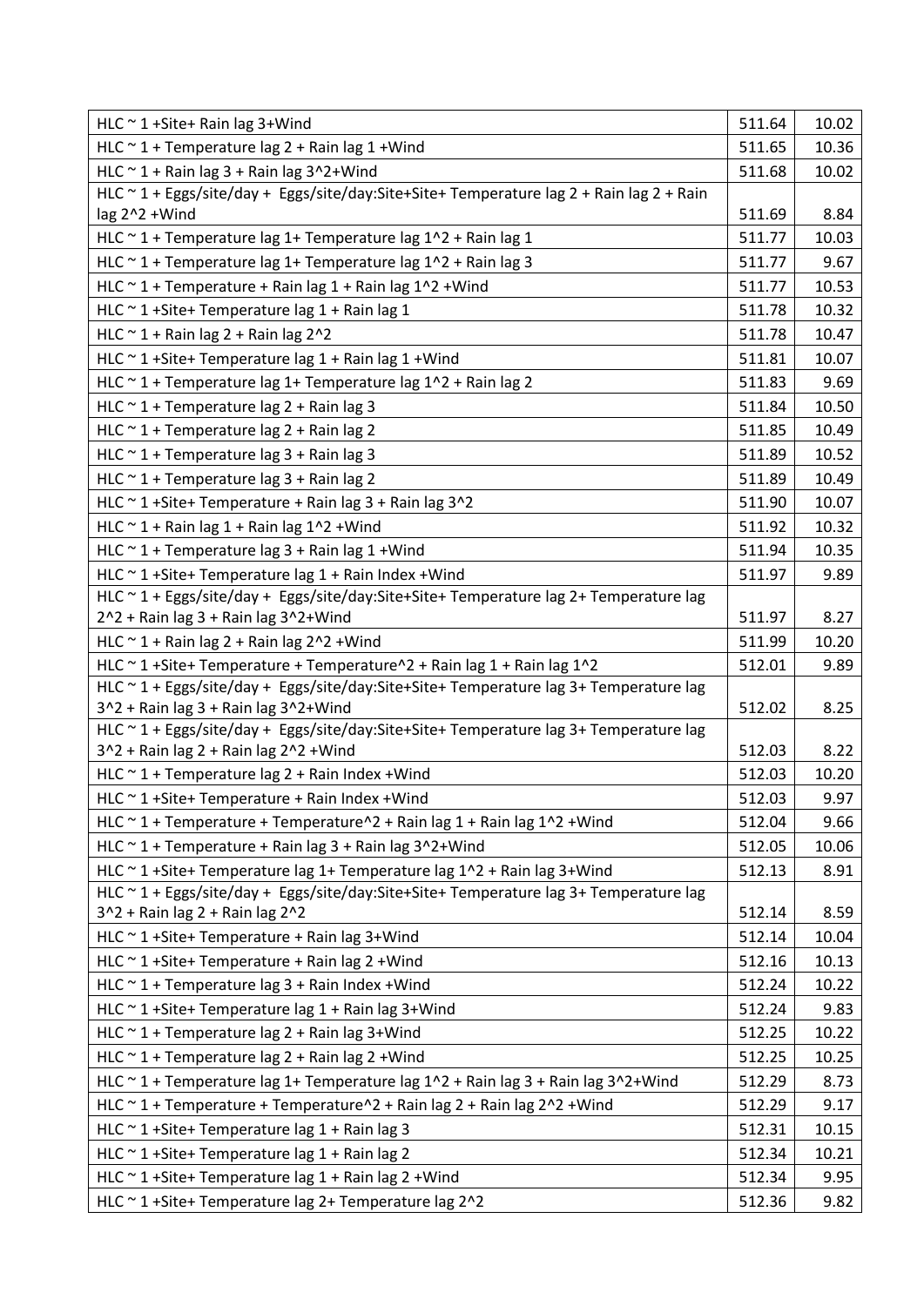| | | |
|---|---|---|
| HLC ~ 1 +Site+ Rain lag 3+Wind | 511.64 | 10.02 |
| HLC ~ 1 + Temperature lag 2 + Rain lag 1 +Wind | 511.65 | 10.36 |
| HLC ~ 1 + Rain lag 3 + Rain lag 3^2+Wind | 511.68 | 10.02 |
| HLC ~ 1 + Eggs/site/day + Eggs/site/day:Site+Site+ Temperature lag 2 + Rain lag 2 + Rain lag 2^2 +Wind | 511.69 | 8.84 |
| HLC ~ 1 + Temperature lag 1+ Temperature lag 1^2 + Rain lag 1 | 511.77 | 10.03 |
| HLC ~ 1 + Temperature lag 1+ Temperature lag 1^2 + Rain lag 3 | 511.77 | 9.67 |
| HLC ~ 1 + Temperature + Rain lag 1 + Rain lag 1^2 +Wind | 511.77 | 10.53 |
| HLC ~ 1 +Site+ Temperature lag 1 + Rain lag 1 | 511.78 | 10.32 |
| HLC ~ 1 + Rain lag 2 + Rain lag 2^2 | 511.78 | 10.47 |
| HLC ~ 1 +Site+ Temperature lag 1 + Rain lag 1 +Wind | 511.81 | 10.07 |
| HLC ~ 1 + Temperature lag 1+ Temperature lag 1^2 + Rain lag 2 | 511.83 | 9.69 |
| HLC ~ 1 + Temperature lag 2 + Rain lag 3 | 511.84 | 10.50 |
| HLC ~ 1 + Temperature lag 2 + Rain lag 2 | 511.85 | 10.49 |
| HLC ~ 1 + Temperature lag 3 + Rain lag 3 | 511.89 | 10.52 |
| HLC ~ 1 + Temperature lag 3 + Rain lag 2 | 511.89 | 10.49 |
| HLC ~ 1 +Site+ Temperature + Rain lag 3 + Rain lag 3^2 | 511.90 | 10.07 |
| HLC ~ 1 + Rain lag 1 + Rain lag 1^2 +Wind | 511.92 | 10.32 |
| HLC ~ 1 + Temperature lag 3 + Rain lag 1 +Wind | 511.94 | 10.35 |
| HLC ~ 1 +Site+ Temperature lag 1 + Rain Index +Wind | 511.97 | 9.89 |
| HLC ~ 1 + Eggs/site/day + Eggs/site/day:Site+Site+ Temperature lag 2+ Temperature lag 2^2 + Rain lag 3 + Rain lag 3^2+Wind | 511.97 | 8.27 |
| HLC ~ 1 + Rain lag 2 + Rain lag 2^2 +Wind | 511.99 | 10.20 |
| HLC ~ 1 +Site+ Temperature + Temperature^2 + Rain lag 1 + Rain lag 1^2 | 512.01 | 9.89 |
| HLC ~ 1 + Eggs/site/day + Eggs/site/day:Site+Site+ Temperature lag 3+ Temperature lag 3^2 + Rain lag 3 + Rain lag 3^2+Wind | 512.02 | 8.25 |
| HLC ~ 1 + Eggs/site/day + Eggs/site/day:Site+Site+ Temperature lag 3+ Temperature lag 3^2 + Rain lag 2 + Rain lag 2^2 +Wind | 512.03 | 8.22 |
| HLC ~ 1 + Temperature lag 2 + Rain Index +Wind | 512.03 | 10.20 |
| HLC ~ 1 +Site+ Temperature + Rain Index +Wind | 512.03 | 9.97 |
| HLC ~ 1 + Temperature + Temperature^2 + Rain lag 1 + Rain lag 1^2 +Wind | 512.04 | 9.66 |
| HLC ~ 1 + Temperature + Rain lag 3 + Rain lag 3^2+Wind | 512.05 | 10.06 |
| HLC ~ 1 +Site+ Temperature lag 1+ Temperature lag 1^2 + Rain lag 3+Wind | 512.13 | 8.91 |
| HLC ~ 1 + Eggs/site/day + Eggs/site/day:Site+Site+ Temperature lag 3+ Temperature lag 3^2 + Rain lag 2 + Rain lag 2^2 | 512.14 | 8.59 |
| HLC ~ 1 +Site+ Temperature + Rain lag 3+Wind | 512.14 | 10.04 |
| HLC ~ 1 +Site+ Temperature + Rain lag 2 +Wind | 512.16 | 10.13 |
| HLC ~ 1 + Temperature lag 3 + Rain Index +Wind | 512.24 | 10.22 |
| HLC ~ 1 +Site+ Temperature lag 1 + Rain lag 3+Wind | 512.24 | 9.83 |
| HLC ~ 1 + Temperature lag 2 + Rain lag 3+Wind | 512.25 | 10.22 |
| HLC ~ 1 + Temperature lag 2 + Rain lag 2 +Wind | 512.25 | 10.25 |
| HLC ~ 1 + Temperature lag 1+ Temperature lag 1^2 + Rain lag 3 + Rain lag 3^2+Wind | 512.29 | 8.73 |
| HLC ~ 1 + Temperature + Temperature^2 + Rain lag 2 + Rain lag 2^2 +Wind | 512.29 | 9.17 |
| HLC ~ 1 +Site+ Temperature lag 1 + Rain lag 3 | 512.31 | 10.15 |
| HLC ~ 1 +Site+ Temperature lag 1 + Rain lag 2 | 512.34 | 10.21 |
| HLC ~ 1 +Site+ Temperature lag 1 + Rain lag 2 +Wind | 512.34 | 9.95 |
| HLC ~ 1 +Site+ Temperature lag 2+ Temperature lag 2^2 | 512.36 | 9.82 |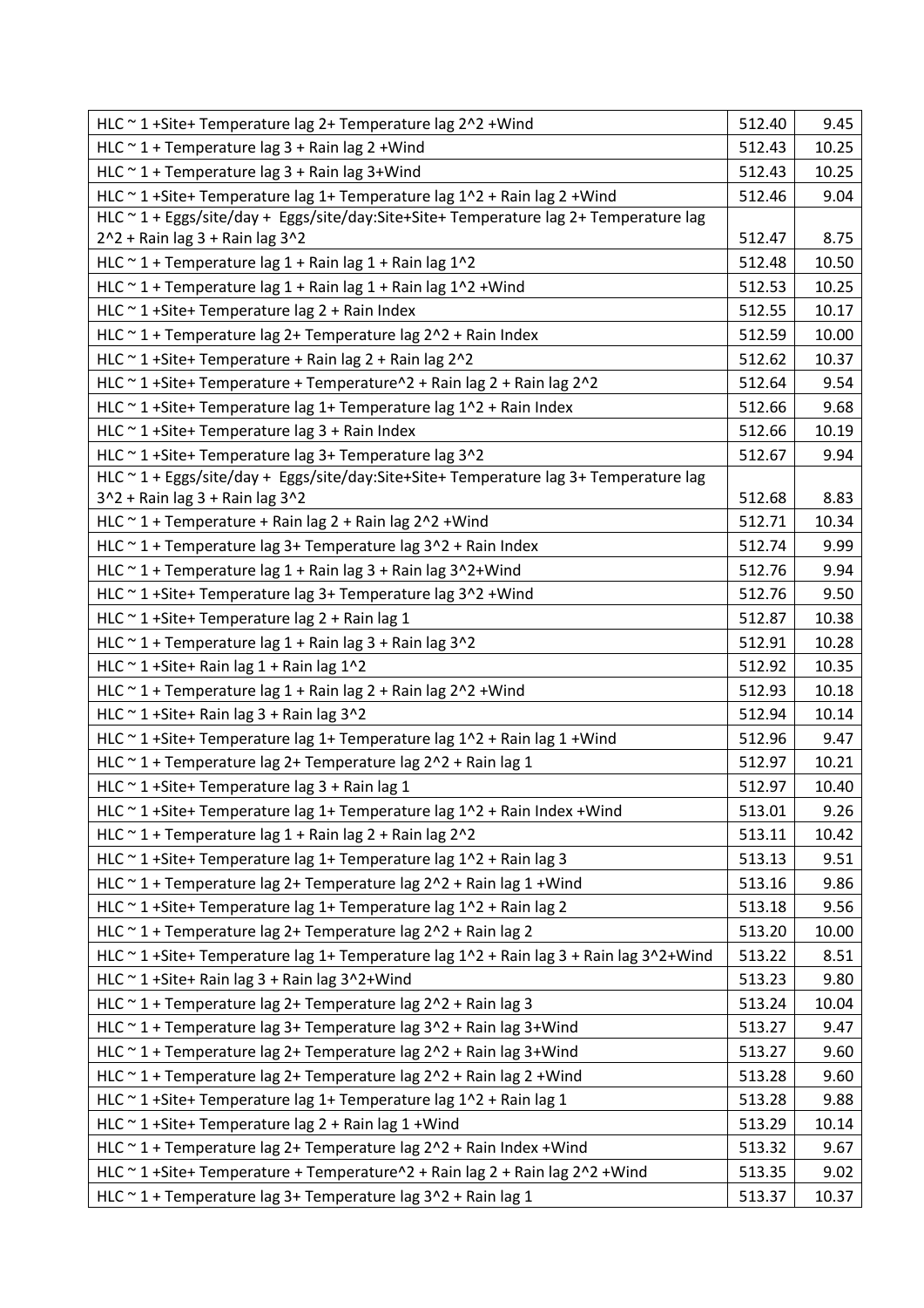| | | |
|---|---|---|
| HLC ~ 1 +Site+ Temperature lag 2+ Temperature lag 2^2 +Wind | 512.40 | 9.45 |
| HLC ~ 1 + Temperature lag 3 + Rain lag 2 +Wind | 512.43 | 10.25 |
| HLC ~ 1 + Temperature lag 3 + Rain lag 3+Wind | 512.43 | 10.25 |
| HLC ~ 1 +Site+ Temperature lag 1+ Temperature lag 1^2 + Rain lag 2 +Wind | 512.46 | 9.04 |
| HLC ~ 1 + Eggs/site/day + Eggs/site/day:Site+Site+ Temperature lag 2+ Temperature lag 2^2 + Rain lag 3 + Rain lag 3^2 | 512.47 | 8.75 |
| HLC ~ 1 + Temperature lag 1 + Rain lag 1 + Rain lag 1^2 | 512.48 | 10.50 |
| HLC ~ 1 + Temperature lag 1 + Rain lag 1 + Rain lag 1^2 +Wind | 512.53 | 10.25 |
| HLC ~ 1 +Site+ Temperature lag 2 + Rain Index | 512.55 | 10.17 |
| HLC ~ 1 + Temperature lag 2+ Temperature lag 2^2 + Rain Index | 512.59 | 10.00 |
| HLC ~ 1 +Site+ Temperature + Rain lag 2 + Rain lag 2^2 | 512.62 | 10.37 |
| HLC ~ 1 +Site+ Temperature + Temperature^2 + Rain lag 2 + Rain lag 2^2 | 512.64 | 9.54 |
| HLC ~ 1 +Site+ Temperature lag 1+ Temperature lag 1^2 + Rain Index | 512.66 | 9.68 |
| HLC ~ 1 +Site+ Temperature lag 3 + Rain Index | 512.66 | 10.19 |
| HLC ~ 1 +Site+ Temperature lag 3+ Temperature lag 3^2 | 512.67 | 9.94 |
| HLC ~ 1 + Eggs/site/day + Eggs/site/day:Site+Site+ Temperature lag 3+ Temperature lag 3^2 + Rain lag 3 + Rain lag 3^2 | 512.68 | 8.83 |
| HLC ~ 1 + Temperature + Rain lag 2 + Rain lag 2^2 +Wind | 512.71 | 10.34 |
| HLC ~ 1 + Temperature lag 3+ Temperature lag 3^2 + Rain Index | 512.74 | 9.99 |
| HLC ~ 1 + Temperature lag 1 + Rain lag 3 + Rain lag 3^2+Wind | 512.76 | 9.94 |
| HLC ~ 1 +Site+ Temperature lag 3+ Temperature lag 3^2 +Wind | 512.76 | 9.50 |
| HLC ~ 1 +Site+ Temperature lag 2 + Rain lag 1 | 512.87 | 10.38 |
| HLC ~ 1 + Temperature lag 1 + Rain lag 3 + Rain lag 3^2 | 512.91 | 10.28 |
| HLC ~ 1 +Site+ Rain lag 1 + Rain lag 1^2 | 512.92 | 10.35 |
| HLC ~ 1 + Temperature lag 1 + Rain lag 2 + Rain lag 2^2 +Wind | 512.93 | 10.18 |
| HLC ~ 1 +Site+ Rain lag 3 + Rain lag 3^2 | 512.94 | 10.14 |
| HLC ~ 1 +Site+ Temperature lag 1+ Temperature lag 1^2 + Rain lag 1 +Wind | 512.96 | 9.47 |
| HLC ~ 1 + Temperature lag 2+ Temperature lag 2^2 + Rain lag 1 | 512.97 | 10.21 |
| HLC ~ 1 +Site+ Temperature lag 3 + Rain lag 1 | 512.97 | 10.40 |
| HLC ~ 1 +Site+ Temperature lag 1+ Temperature lag 1^2 + Rain Index +Wind | 513.01 | 9.26 |
| HLC ~ 1 + Temperature lag 1 + Rain lag 2 + Rain lag 2^2 | 513.11 | 10.42 |
| HLC ~ 1 +Site+ Temperature lag 1+ Temperature lag 1^2 + Rain lag 3 | 513.13 | 9.51 |
| HLC ~ 1 + Temperature lag 2+ Temperature lag 2^2 + Rain lag 1 +Wind | 513.16 | 9.86 |
| HLC ~ 1 +Site+ Temperature lag 1+ Temperature lag 1^2 + Rain lag 2 | 513.18 | 9.56 |
| HLC ~ 1 + Temperature lag 2+ Temperature lag 2^2 + Rain lag 2 | 513.20 | 10.00 |
| HLC ~ 1 +Site+ Temperature lag 1+ Temperature lag 1^2 + Rain lag 3 + Rain lag 3^2+Wind | 513.22 | 8.51 |
| HLC ~ 1 +Site+ Rain lag 3 + Rain lag 3^2+Wind | 513.23 | 9.80 |
| HLC ~ 1 + Temperature lag 2+ Temperature lag 2^2 + Rain lag 3 | 513.24 | 10.04 |
| HLC ~ 1 + Temperature lag 3+ Temperature lag 3^2 + Rain lag 3+Wind | 513.27 | 9.47 |
| HLC ~ 1 + Temperature lag 2+ Temperature lag 2^2 + Rain lag 3+Wind | 513.27 | 9.60 |
| HLC ~ 1 + Temperature lag 2+ Temperature lag 2^2 + Rain lag 2 +Wind | 513.28 | 9.60 |
| HLC ~ 1 +Site+ Temperature lag 1+ Temperature lag 1^2 + Rain lag 1 | 513.28 | 9.88 |
| HLC ~ 1 +Site+ Temperature lag 2 + Rain lag 1 +Wind | 513.29 | 10.14 |
| HLC ~ 1 + Temperature lag 2+ Temperature lag 2^2 + Rain Index +Wind | 513.32 | 9.67 |
| HLC ~ 1 +Site+ Temperature + Temperature^2 + Rain lag 2 + Rain lag 2^2 +Wind | 513.35 | 9.02 |
| HLC ~ 1 + Temperature lag 3+ Temperature lag 3^2 + Rain lag 1 | 513.37 | 10.37 |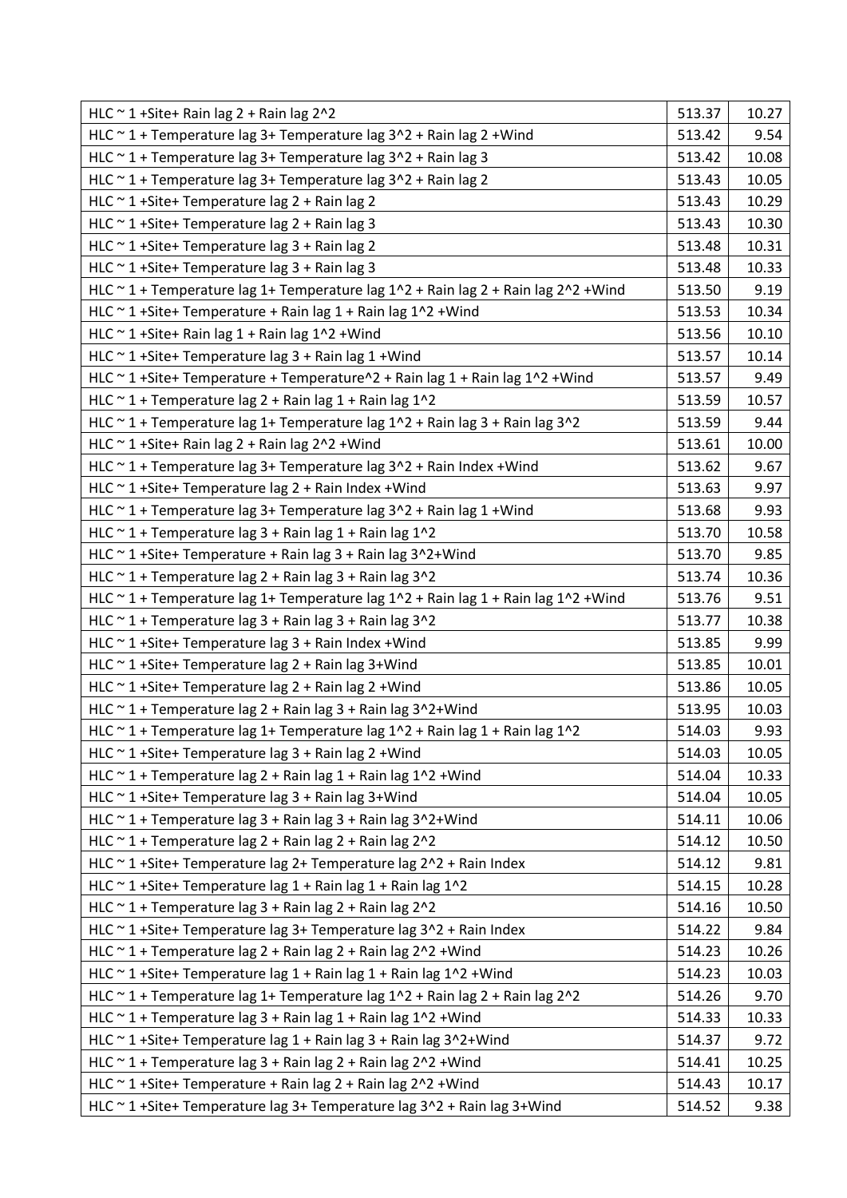| | | |
|---|---|---|
| HLC ~ 1 +Site+ Rain lag 2 + Rain lag 2^2 | 513.37 | 10.27 |
| HLC ~ 1 + Temperature lag 3+ Temperature lag 3^2 + Rain lag 2 +Wind | 513.42 | 9.54 |
| HLC ~ 1 + Temperature lag 3+ Temperature lag 3^2 + Rain lag 3 | 513.42 | 10.08 |
| HLC ~ 1 + Temperature lag 3+ Temperature lag 3^2 + Rain lag 2 | 513.43 | 10.05 |
| HLC ~ 1 +Site+ Temperature lag 2 + Rain lag 2 | 513.43 | 10.29 |
| HLC ~ 1 +Site+ Temperature lag 2 + Rain lag 3 | 513.43 | 10.30 |
| HLC ~ 1 +Site+ Temperature lag 3 + Rain lag 2 | 513.48 | 10.31 |
| HLC ~ 1 +Site+ Temperature lag 3 + Rain lag 3 | 513.48 | 10.33 |
| HLC ~ 1 + Temperature lag 1+ Temperature lag 1^2 + Rain lag 2 + Rain lag 2^2 +Wind | 513.50 | 9.19 |
| HLC ~ 1 +Site+ Temperature + Rain lag 1 + Rain lag 1^2 +Wind | 513.53 | 10.34 |
| HLC ~ 1 +Site+ Rain lag 1 + Rain lag 1^2 +Wind | 513.56 | 10.10 |
| HLC ~ 1 +Site+ Temperature lag 3 + Rain lag 1 +Wind | 513.57 | 10.14 |
| HLC ~ 1 +Site+ Temperature + Temperature^2 + Rain lag 1 + Rain lag 1^2 +Wind | 513.57 | 9.49 |
| HLC ~ 1 + Temperature lag 2 + Rain lag 1 + Rain lag 1^2 | 513.59 | 10.57 |
| HLC ~ 1 + Temperature lag 1+ Temperature lag 1^2 + Rain lag 3 + Rain lag 3^2 | 513.59 | 9.44 |
| HLC ~ 1 +Site+ Rain lag 2 + Rain lag 2^2 +Wind | 513.61 | 10.00 |
| HLC ~ 1 + Temperature lag 3+ Temperature lag 3^2 + Rain Index +Wind | 513.62 | 9.67 |
| HLC ~ 1 +Site+ Temperature lag 2 + Rain Index +Wind | 513.63 | 9.97 |
| HLC ~ 1 + Temperature lag 3+ Temperature lag 3^2 + Rain lag 1 +Wind | 513.68 | 9.93 |
| HLC ~ 1 + Temperature lag 3 + Rain lag 1 + Rain lag 1^2 | 513.70 | 10.58 |
| HLC ~ 1 +Site+ Temperature + Rain lag 3 + Rain lag 3^2+Wind | 513.70 | 9.85 |
| HLC ~ 1 + Temperature lag 2 + Rain lag 3 + Rain lag 3^2 | 513.74 | 10.36 |
| HLC ~ 1 + Temperature lag 1+ Temperature lag 1^2 + Rain lag 1 + Rain lag 1^2 +Wind | 513.76 | 9.51 |
| HLC ~ 1 + Temperature lag 3 + Rain lag 3 + Rain lag 3^2 | 513.77 | 10.38 |
| HLC ~ 1 +Site+ Temperature lag 3 + Rain Index +Wind | 513.85 | 9.99 |
| HLC ~ 1 +Site+ Temperature lag 2 + Rain lag 3+Wind | 513.85 | 10.01 |
| HLC ~ 1 +Site+ Temperature lag 2 + Rain lag 2 +Wind | 513.86 | 10.05 |
| HLC ~ 1 + Temperature lag 2 + Rain lag 3 + Rain lag 3^2+Wind | 513.95 | 10.03 |
| HLC ~ 1 + Temperature lag 1+ Temperature lag 1^2 + Rain lag 1 + Rain lag 1^2 | 514.03 | 9.93 |
| HLC ~ 1 +Site+ Temperature lag 3 + Rain lag 2 +Wind | 514.03 | 10.05 |
| HLC ~ 1 + Temperature lag 2 + Rain lag 1 + Rain lag 1^2 +Wind | 514.04 | 10.33 |
| HLC ~ 1 +Site+ Temperature lag 3 + Rain lag 3+Wind | 514.04 | 10.05 |
| HLC ~ 1 + Temperature lag 3 + Rain lag 3 + Rain lag 3^2+Wind | 514.11 | 10.06 |
| HLC ~ 1 + Temperature lag 2 + Rain lag 2 + Rain lag 2^2 | 514.12 | 10.50 |
| HLC ~ 1 +Site+ Temperature lag 2+ Temperature lag 2^2 + Rain Index | 514.12 | 9.81 |
| HLC ~ 1 +Site+ Temperature lag 1 + Rain lag 1 + Rain lag 1^2 | 514.15 | 10.28 |
| HLC ~ 1 + Temperature lag 3 + Rain lag 2 + Rain lag 2^2 | 514.16 | 10.50 |
| HLC ~ 1 +Site+ Temperature lag 3+ Temperature lag 3^2 + Rain Index | 514.22 | 9.84 |
| HLC ~ 1 + Temperature lag 2 + Rain lag 2 + Rain lag 2^2 +Wind | 514.23 | 10.26 |
| HLC ~ 1 +Site+ Temperature lag 1 + Rain lag 1 + Rain lag 1^2 +Wind | 514.23 | 10.03 |
| HLC ~ 1 + Temperature lag 1+ Temperature lag 1^2 + Rain lag 2 + Rain lag 2^2 | 514.26 | 9.70 |
| HLC ~ 1 + Temperature lag 3 + Rain lag 1 + Rain lag 1^2 +Wind | 514.33 | 10.33 |
| HLC ~ 1 +Site+ Temperature lag 1 + Rain lag 3 + Rain lag 3^2+Wind | 514.37 | 9.72 |
| HLC ~ 1 + Temperature lag 3 + Rain lag 2 + Rain lag 2^2 +Wind | 514.41 | 10.25 |
| HLC ~ 1 +Site+ Temperature + Rain lag 2 + Rain lag 2^2 +Wind | 514.43 | 10.17 |
| HLC ~ 1 +Site+ Temperature lag 3+ Temperature lag 3^2 + Rain lag 3+Wind | 514.52 | 9.38 |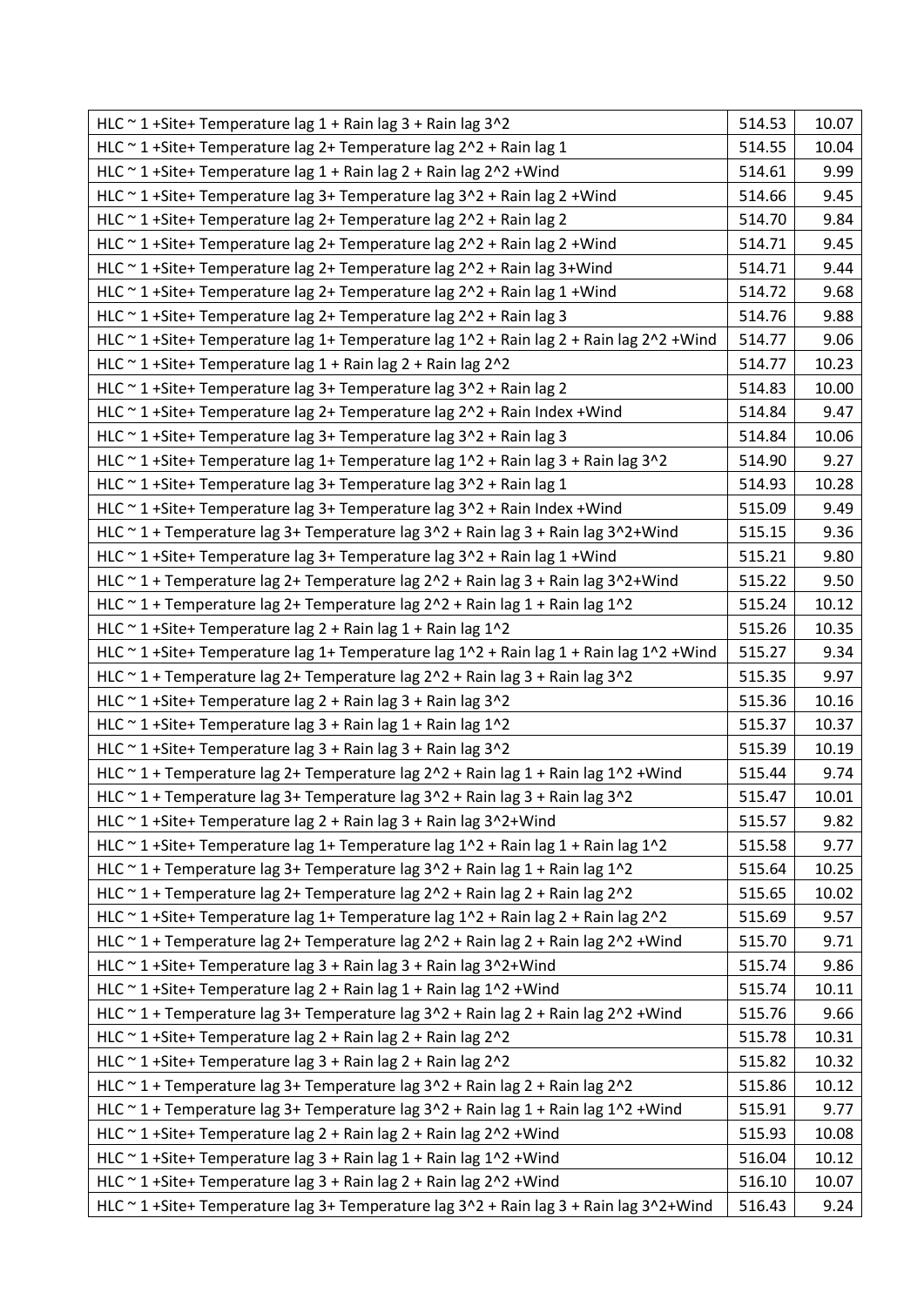| | | |
|---|---|---|
| HLC ~ 1 +Site+ Temperature lag 1 + Rain lag 3 + Rain lag 3^2 | 514.53 | 10.07 |
| HLC ~ 1 +Site+ Temperature lag 2+ Temperature lag 2^2 + Rain lag 1 | 514.55 | 10.04 |
| HLC ~ 1 +Site+ Temperature lag 1 + Rain lag 2 + Rain lag 2^2 +Wind | 514.61 | 9.99 |
| HLC ~ 1 +Site+ Temperature lag 3+ Temperature lag 3^2 + Rain lag 2 +Wind | 514.66 | 9.45 |
| HLC ~ 1 +Site+ Temperature lag 2+ Temperature lag 2^2 + Rain lag 2 | 514.70 | 9.84 |
| HLC ~ 1 +Site+ Temperature lag 2+ Temperature lag 2^2 + Rain lag 2 +Wind | 514.71 | 9.45 |
| HLC ~ 1 +Site+ Temperature lag 2+ Temperature lag 2^2 + Rain lag 3+Wind | 514.71 | 9.44 |
| HLC ~ 1 +Site+ Temperature lag 2+ Temperature lag 2^2 + Rain lag 1 +Wind | 514.72 | 9.68 |
| HLC ~ 1 +Site+ Temperature lag 2+ Temperature lag 2^2 + Rain lag 3 | 514.76 | 9.88 |
| HLC ~ 1 +Site+ Temperature lag 1+ Temperature lag 1^2 + Rain lag 2 + Rain lag 2^2 +Wind | 514.77 | 9.06 |
| HLC ~ 1 +Site+ Temperature lag 1 + Rain lag 2 + Rain lag 2^2 | 514.77 | 10.23 |
| HLC ~ 1 +Site+ Temperature lag 3+ Temperature lag 3^2 + Rain lag 2 | 514.83 | 10.00 |
| HLC ~ 1 +Site+ Temperature lag 2+ Temperature lag 2^2 + Rain Index +Wind | 514.84 | 9.47 |
| HLC ~ 1 +Site+ Temperature lag 3+ Temperature lag 3^2 + Rain lag 3 | 514.84 | 10.06 |
| HLC ~ 1 +Site+ Temperature lag 1+ Temperature lag 1^2 + Rain lag 3 + Rain lag 3^2 | 514.90 | 9.27 |
| HLC ~ 1 +Site+ Temperature lag 3+ Temperature lag 3^2 + Rain lag 1 | 514.93 | 10.28 |
| HLC ~ 1 +Site+ Temperature lag 3+ Temperature lag 3^2 + Rain Index +Wind | 515.09 | 9.49 |
| HLC ~ 1 + Temperature lag 3+ Temperature lag 3^2 + Rain lag 3 + Rain lag 3^2+Wind | 515.15 | 9.36 |
| HLC ~ 1 +Site+ Temperature lag 3+ Temperature lag 3^2 + Rain lag 1 +Wind | 515.21 | 9.80 |
| HLC ~ 1 + Temperature lag 2+ Temperature lag 2^2 + Rain lag 3 + Rain lag 3^2+Wind | 515.22 | 9.50 |
| HLC ~ 1 + Temperature lag 2+ Temperature lag 2^2 + Rain lag 1 + Rain lag 1^2 | 515.24 | 10.12 |
| HLC ~ 1 +Site+ Temperature lag 2 + Rain lag 1 + Rain lag 1^2 | 515.26 | 10.35 |
| HLC ~ 1 +Site+ Temperature lag 1+ Temperature lag 1^2 + Rain lag 1 + Rain lag 1^2 +Wind | 515.27 | 9.34 |
| HLC ~ 1 + Temperature lag 2+ Temperature lag 2^2 + Rain lag 3 + Rain lag 3^2 | 515.35 | 9.97 |
| HLC ~ 1 +Site+ Temperature lag 2 + Rain lag 3 + Rain lag 3^2 | 515.36 | 10.16 |
| HLC ~ 1 +Site+ Temperature lag 3 + Rain lag 1 + Rain lag 1^2 | 515.37 | 10.37 |
| HLC ~ 1 +Site+ Temperature lag 3 + Rain lag 3 + Rain lag 3^2 | 515.39 | 10.19 |
| HLC ~ 1 + Temperature lag 2+ Temperature lag 2^2 + Rain lag 1 + Rain lag 1^2 +Wind | 515.44 | 9.74 |
| HLC ~ 1 + Temperature lag 3+ Temperature lag 3^2 + Rain lag 3 + Rain lag 3^2 | 515.47 | 10.01 |
| HLC ~ 1 +Site+ Temperature lag 2 + Rain lag 3 + Rain lag 3^2+Wind | 515.57 | 9.82 |
| HLC ~ 1 +Site+ Temperature lag 1+ Temperature lag 1^2 + Rain lag 1 + Rain lag 1^2 | 515.58 | 9.77 |
| HLC ~ 1 + Temperature lag 3+ Temperature lag 3^2 + Rain lag 1 + Rain lag 1^2 | 515.64 | 10.25 |
| HLC ~ 1 + Temperature lag 2+ Temperature lag 2^2 + Rain lag 2 + Rain lag 2^2 | 515.65 | 10.02 |
| HLC ~ 1 +Site+ Temperature lag 1+ Temperature lag 1^2 + Rain lag 2 + Rain lag 2^2 | 515.69 | 9.57 |
| HLC ~ 1 + Temperature lag 2+ Temperature lag 2^2 + Rain lag 2 + Rain lag 2^2 +Wind | 515.70 | 9.71 |
| HLC ~ 1 +Site+ Temperature lag 3 + Rain lag 3 + Rain lag 3^2+Wind | 515.74 | 9.86 |
| HLC ~ 1 +Site+ Temperature lag 2 + Rain lag 1 + Rain lag 1^2 +Wind | 515.74 | 10.11 |
| HLC ~ 1 + Temperature lag 3+ Temperature lag 3^2 + Rain lag 2 + Rain lag 2^2 +Wind | 515.76 | 9.66 |
| HLC ~ 1 +Site+ Temperature lag 2 + Rain lag 2 + Rain lag 2^2 | 515.78 | 10.31 |
| HLC ~ 1 +Site+ Temperature lag 3 + Rain lag 2 + Rain lag 2^2 | 515.82 | 10.32 |
| HLC ~ 1 + Temperature lag 3+ Temperature lag 3^2 + Rain lag 2 + Rain lag 2^2 | 515.86 | 10.12 |
| HLC ~ 1 + Temperature lag 3+ Temperature lag 3^2 + Rain lag 1 + Rain lag 1^2 +Wind | 515.91 | 9.77 |
| HLC ~ 1 +Site+ Temperature lag 2 + Rain lag 2 + Rain lag 2^2 +Wind | 515.93 | 10.08 |
| HLC ~ 1 +Site+ Temperature lag 3 + Rain lag 1 + Rain lag 1^2 +Wind | 516.04 | 10.12 |
| HLC ~ 1 +Site+ Temperature lag 3 + Rain lag 2 + Rain lag 2^2 +Wind | 516.10 | 10.07 |
| HLC ~ 1 +Site+ Temperature lag 3+ Temperature lag 3^2 + Rain lag 3 + Rain lag 3^2+Wind | 516.43 | 9.24 |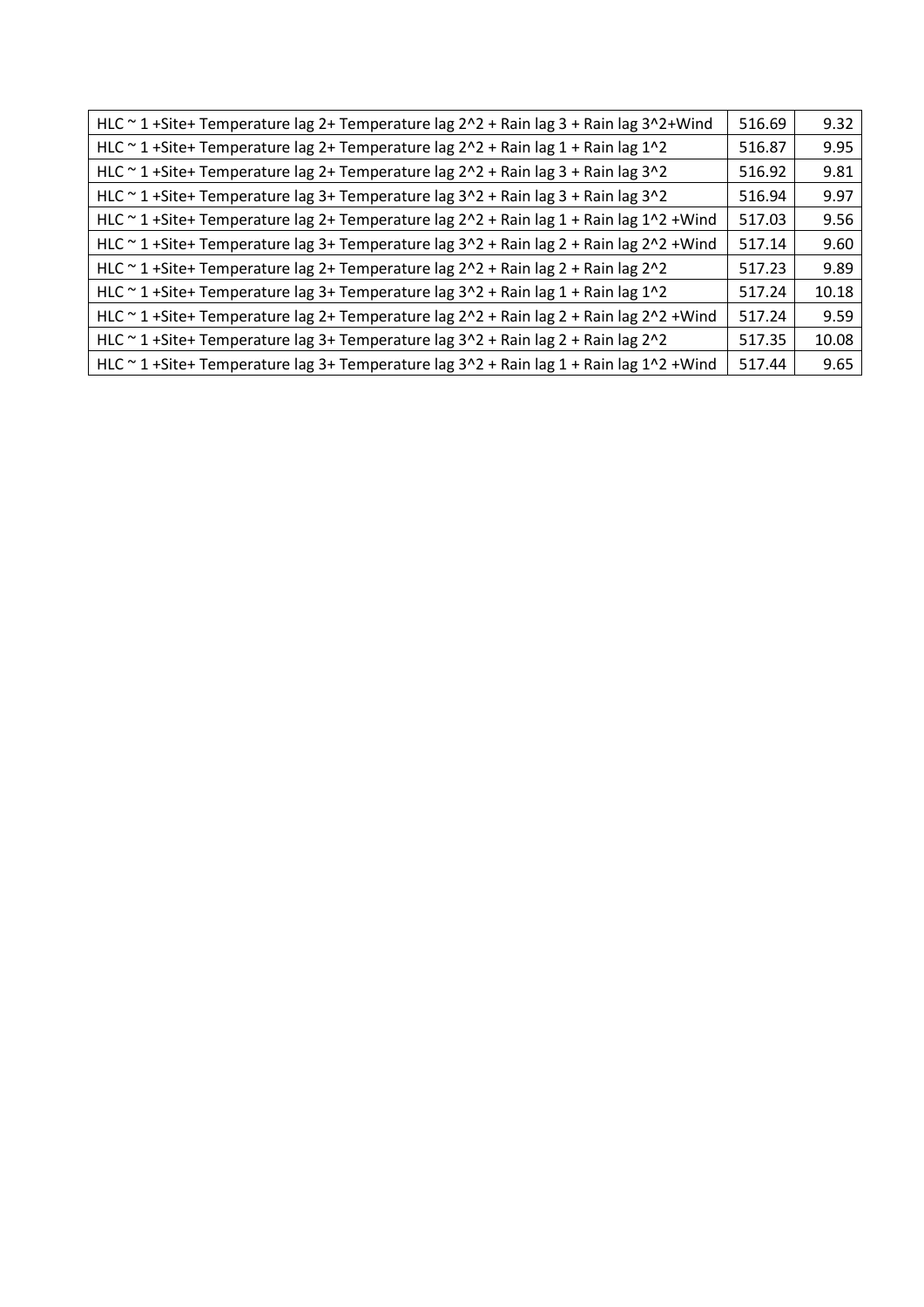| | | |
|---|---|---|
| HLC ~ 1 +Site+ Temperature lag 2+ Temperature lag 2^2 + Rain lag 3 + Rain lag 3^2+Wind | 516.69 | 9.32 |
| HLC ~ 1 +Site+ Temperature lag 2+ Temperature lag 2^2 + Rain lag 1 + Rain lag 1^2 | 516.87 | 9.95 |
| HLC ~ 1 +Site+ Temperature lag 2+ Temperature lag 2^2 + Rain lag 3 + Rain lag 3^2 | 516.92 | 9.81 |
| HLC ~ 1 +Site+ Temperature lag 3+ Temperature lag 3^2 + Rain lag 3 + Rain lag 3^2 | 516.94 | 9.97 |
| HLC ~ 1 +Site+ Temperature lag 2+ Temperature lag 2^2 + Rain lag 1 + Rain lag 1^2 +Wind | 517.03 | 9.56 |
| HLC ~ 1 +Site+ Temperature lag 3+ Temperature lag 3^2 + Rain lag 2 + Rain lag 2^2 +Wind | 517.14 | 9.60 |
| HLC ~ 1 +Site+ Temperature lag 2+ Temperature lag 2^2 + Rain lag 2 + Rain lag 2^2 | 517.23 | 9.89 |
| HLC ~ 1 +Site+ Temperature lag 3+ Temperature lag 3^2 + Rain lag 1 + Rain lag 1^2 | 517.24 | 10.18 |
| HLC ~ 1 +Site+ Temperature lag 2+ Temperature lag 2^2 + Rain lag 2 + Rain lag 2^2 +Wind | 517.24 | 9.59 |
| HLC ~ 1 +Site+ Temperature lag 3+ Temperature lag 3^2 + Rain lag 2 + Rain lag 2^2 | 517.35 | 10.08 |
| HLC ~ 1 +Site+ Temperature lag 3+ Temperature lag 3^2 + Rain lag 1 + Rain lag 1^2 +Wind | 517.44 | 9.65 |